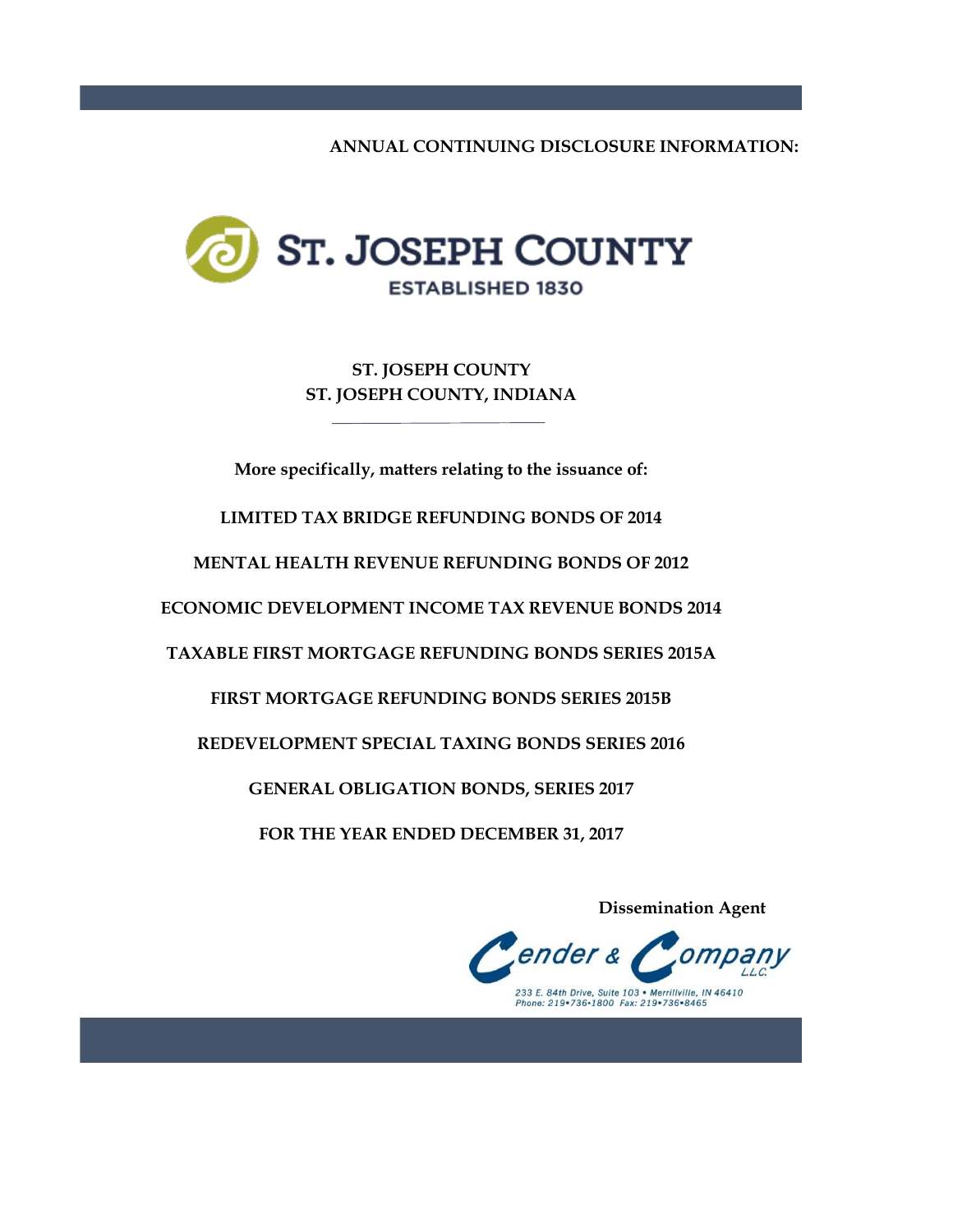**ANNUAL CONTINUING DISCLOSURE INFORMATION:**

ST. JOSEPH COUNTY

ESTABLISHED 1830

# ST. JOSEPH COUNTY
# ST. JOSEPH COUNTY, INDIANA

---

**More specifically, matters relating to the issuance of:**

**LIMITED TAX BRIDGE REFUNDING BONDS OF 2014**

**MENTAL HEALTH REVENUE REFUNDING BONDS OF 2012**

**ECONOMIC DEVELOPMENT INCOME TAX REVENUE BONDS 2014**

**TAXABLE FIRST MORTGAGE REFUNDING BONDS SERIES 2015A**

**FIRST MORTGAGE REFUNDING BONDS SERIES 2015B**

**REDEVELOPMENT SPECIAL TAXING BONDS SERIES 2016**

**GENERAL OBLIGATION BONDS, SERIES 2017**

**FOR THE YEAR ENDED DECEMBER 31, 2017**

**Dissemination Agent**

Cender & Company L.L.C.

233 E. 84th Drive, Suite 103 • Merrillville, IN 46410
Phone: 219•736•1800 Fax: 219•736•8465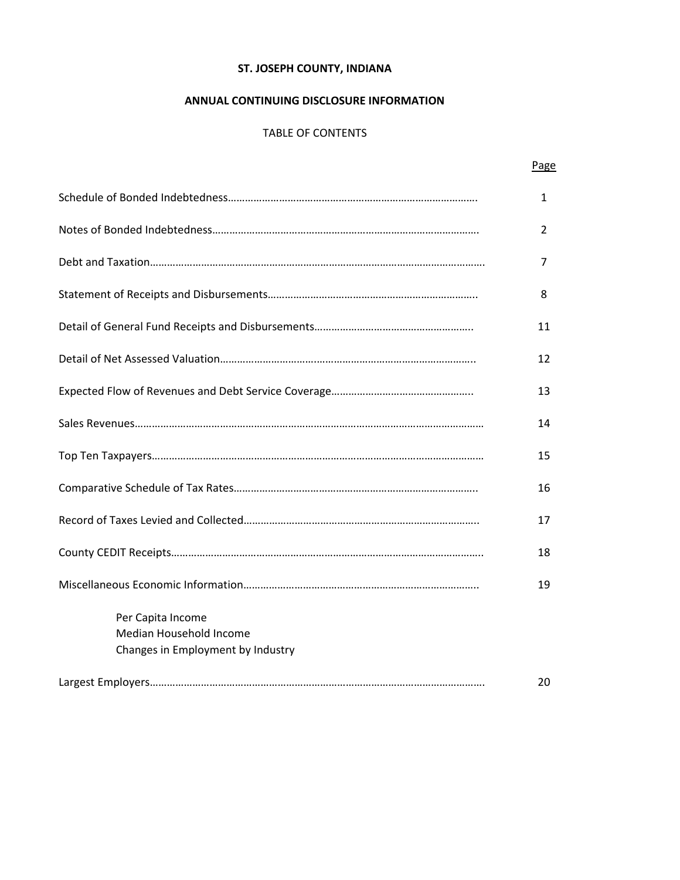# ST. JOSEPH COUNTY, INDIANA

## ANNUAL CONTINUING DISCLOSURE INFORMATION

### TABLE OF CONTENTS

| | Page |
|---|---|
| Schedule of Bonded Indebtedness | 1 |
| Notes of Bonded Indebtedness | 2 |
| Debt and Taxation | 7 |
| Statement of Receipts and Disbursements | 8 |
| Detail of General Fund Receipts and Disbursements | 11 |
| Detail of Net Assessed Valuation | 12 |
| Expected Flow of Revenues and Debt Service Coverage | 13 |
| Sales Revenues | 14 |
| Top Ten Taxpayers | 15 |
| Comparative Schedule of Tax Rates | 16 |
| Record of Taxes Levied and Collected | 17 |
| County CEDIT Receipts | 18 |
| Miscellaneous Economic Information<br>Per Capita Income<br>Median Household Income<br>Changes in Employment by Industry | 19 |
| Largest Employers | 20 |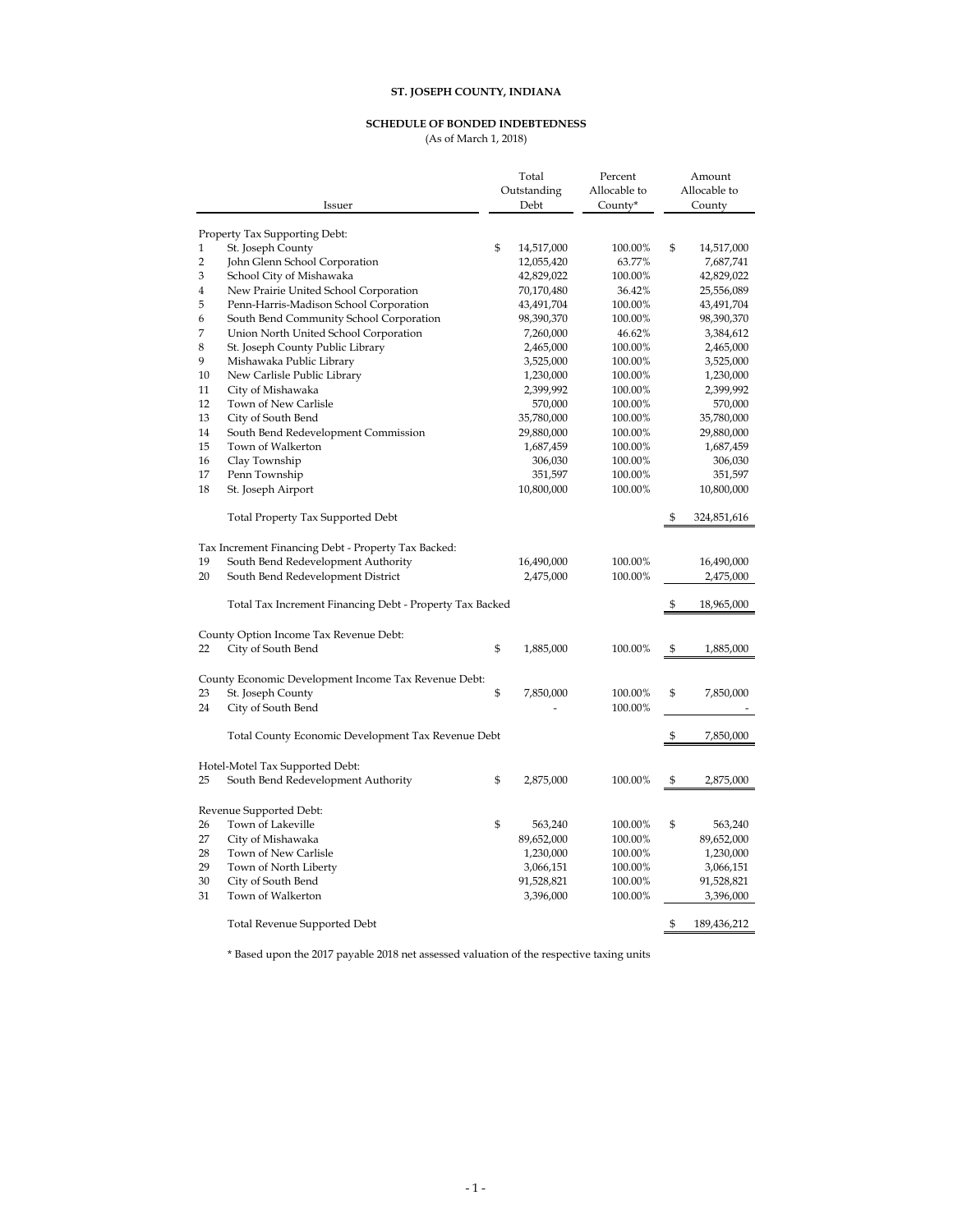**ST. JOSEPH COUNTY, INDIANA**

**SCHEDULE OF BONDED INDEBTEDNESS**

(As of March 1, 2018)

| | Issuer | Total Outstanding Debt | Percent Allocable to County* | Amount Allocable to County |
|---|---|---|---|---|
| | Property Tax Supporting Debt: | | | |
| 1 | St. Joseph County | $ 14,517,000 | 100.00% | $ 14,517,000 |
| 2 | John Glenn School Corporation | 12,055,420 | 63.77% | 7,687,741 |
| 3 | School City of Mishawaka | 42,829,022 | 100.00% | 42,829,022 |
| 4 | New Prairie United School Corporation | 70,170,480 | 36.42% | 25,556,089 |
| 5 | Penn-Harris-Madison School Corporation | 43,491,704 | 100.00% | 43,491,704 |
| 6 | South Bend Community School Corporation | 98,390,370 | 100.00% | 98,390,370 |
| 7 | Union North United School Corporation | 7,260,000 | 46.62% | 3,384,612 |
| 8 | St. Joseph County Public Library | 2,465,000 | 100.00% | 2,465,000 |
| 9 | Mishawaka Public Library | 3,525,000 | 100.00% | 3,525,000 |
| 10 | New Carlisle Public Library | 1,230,000 | 100.00% | 1,230,000 |
| 11 | City of Mishawaka | 2,399,992 | 100.00% | 2,399,992 |
| 12 | Town of New Carlisle | 570,000 | 100.00% | 570,000 |
| 13 | City of South Bend | 35,780,000 | 100.00% | 35,780,000 |
| 14 | South Bend Redevelopment Commission | 29,880,000 | 100.00% | 29,880,000 |
| 15 | Town of Walkerton | 1,687,459 | 100.00% | 1,687,459 |
| 16 | Clay Township | 306,030 | 100.00% | 306,030 |
| 17 | Penn Township | 351,597 | 100.00% | 351,597 |
| 18 | St. Joseph Airport | 10,800,000 | 100.00% | 10,800,000 |
| | Total Property Tax Supported Debt | | | $ 324,851,616 |
| | Tax Increment Financing Debt - Property Tax Backed: | | | |
| 19 | South Bend Redevelopment Authority | 16,490,000 | 100.00% | 16,490,000 |
| 20 | South Bend Redevelopment District | 2,475,000 | 100.00% | 2,475,000 |
| | Total Tax Increment Financing Debt - Property Tax Backed | | | $ 18,965,000 |
| | County Option Income Tax Revenue Debt: | | | |
| 22 | City of South Bend | $ 1,885,000 | 100.00% | $ 1,885,000 |
| | County Economic Development Income Tax Revenue Debt: | | | |
| 23 | St. Joseph County | $ 7,850,000 | 100.00% | $ 7,850,000 |
| 24 | City of South Bend | - | 100.00% | - |
| | Total County Economic Development Tax Revenue Debt | | | $ 7,850,000 |
| | Hotel-Motel Tax Supported Debt: | | | |
| 25 | South Bend Redevelopment Authority | $ 2,875,000 | 100.00% | $ 2,875,000 |
| | Revenue Supported Debt: | | | |
| 26 | Town of Lakeville | $ 563,240 | 100.00% | $ 563,240 |
| 27 | City of Mishawaka | 89,652,000 | 100.00% | 89,652,000 |
| 28 | Town of New Carlisle | 1,230,000 | 100.00% | 1,230,000 |
| 29 | Town of North Liberty | 3,066,151 | 100.00% | 3,066,151 |
| 30 | City of South Bend | 91,528,821 | 100.00% | 91,528,821 |
| 31 | Town of Walkerton | 3,396,000 | 100.00% | 3,396,000 |
| | Total Revenue Supported Debt | | | $ 189,436,212 |

\* Based upon the 2017 payable 2018 net assessed valuation of the respective taxing units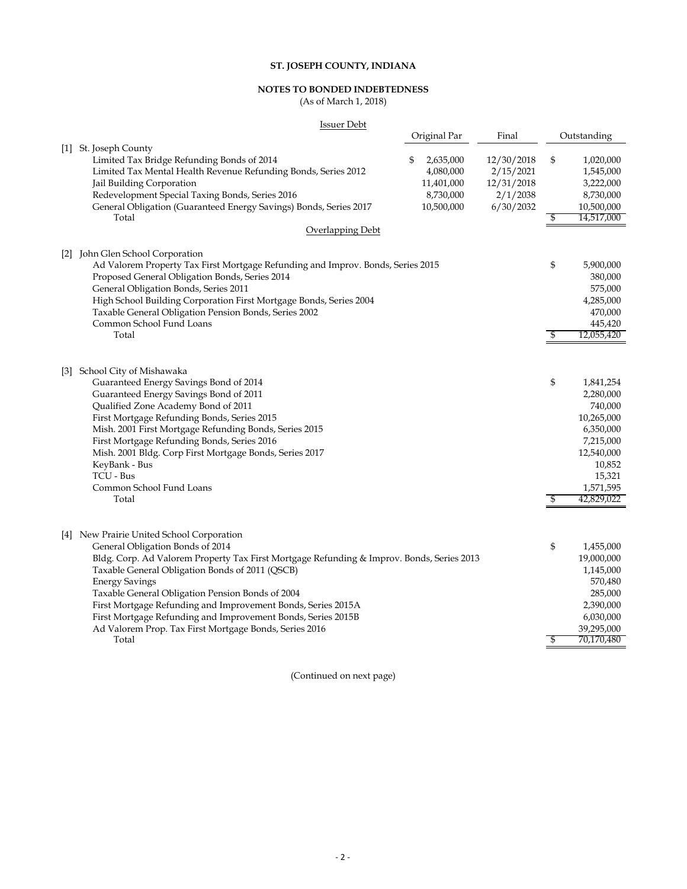# ST. JOSEPH COUNTY, INDIANA

## NOTES TO BONDED INDEBTEDNESS

(As of March 1, 2018)

### Issuer Debt

| | | Original Par | Final | Outstanding |
|---|---|---|---|---|
| [1] | St. Joseph County | | | |
| | Limited Tax Bridge Refunding Bonds of 2014 | $ 2,635,000 | 12/30/2018 | $ 1,020,000 |
| | Limited Tax Mental Health Revenue Refunding Bonds, Series 2012 | 4,080,000 | 2/15/2021 | 1,545,000 |
| | Jail Building Corporation | 11,401,000 | 12/31/2018 | 3,222,000 |
| | Redevelopment Special Taxing Bonds, Series 2016 | 8,730,000 | 2/1/2038 | 8,730,000 |
| | General Obligation (Guaranteed Energy Savings) Bonds, Series 2017 | 10,500,000 | 6/30/2032 | 10,500,000 |
| | Total | | | $ 14,517,000 |

### Overlapping Debt

| | | Outstanding |
|---|---|---|
| [2] | John Glen School Corporation | |
| | Ad Valorem Property Tax First Mortgage Refunding and Improv. Bonds, Series 2015 | $ 5,900,000 |
| | Proposed General Obligation Bonds, Series 2014 | 380,000 |
| | General Obligation Bonds, Series 2011 | 575,000 |
| | High School Building Corporation First Mortgage Bonds, Series 2004 | 4,285,000 |
| | Taxable General Obligation Pension Bonds, Series 2002 | 470,000 |
| | Common School Fund Loans | 445,420 |
| | Total | $ 12,055,420 |
| [3] | School City of Mishawaka | |
| | Guaranteed Energy Savings Bond of 2014 | $ 1,841,254 |
| | Guaranteed Energy Savings Bond of 2011 | 2,280,000 |
| | Qualified Zone Academy Bond of 2011 | 740,000 |
| | First Mortgage Refunding Bonds, Series 2015 | 10,265,000 |
| | Mish. 2001 First Mortgage Refunding Bonds, Series 2015 | 6,350,000 |
| | First Mortgage Refunding Bonds, Series 2016 | 7,215,000 |
| | Mish. 2001 Bldg. Corp First Mortgage Bonds, Series 2017 | 12,540,000 |
| | KeyBank - Bus | 10,852 |
| | TCU - Bus | 15,321 |
| | Common School Fund Loans | 1,571,595 |
| | Total | $ 42,829,022 |
| [4] | New Prairie United School Corporation | |
| | General Obligation Bonds of 2014 | $ 1,455,000 |
| | Bldg. Corp. Ad Valorem Property Tax First Mortgage Refunding & Improv. Bonds, Series 2013 | 19,000,000 |
| | Taxable General Obligation Bonds of 2011 (QSCB) | 1,145,000 |
| | Energy Savings | 570,480 |
| | Taxable General Obligation Pension Bonds of 2004 | 285,000 |
| | First Mortgage Refunding and Improvement Bonds, Series 2015A | 2,390,000 |
| | First Mortgage Refunding and Improvement Bonds, Series 2015B | 6,030,000 |
| | Ad Valorem Prop. Tax First Mortgage Bonds, Series 2016 | 39,295,000 |
| | Total | $ 70,170,480 |

(Continued on next page)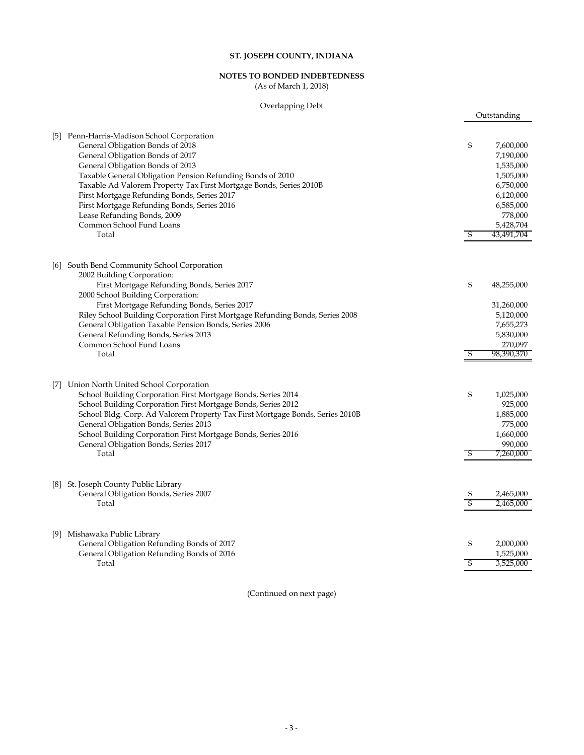**ST. JOSEPH COUNTY, INDIANA**

**NOTES TO BONDED INDEBTEDNESS**
(As of March 1, 2018)

Overlapping Debt

| | | Outstanding |
|---|---|---|
| [5] | Penn-Harris-Madison School Corporation | |
| | General Obligation Bonds of 2018 | $ 7,600,000 |
| | General Obligation Bonds of 2017 | 7,190,000 |
| | General Obligation Bonds of 2013 | 1,535,000 |
| | Taxable General Obligation Pension Refunding Bonds of 2010 | 1,505,000 |
| | Taxable Ad Valorem Property Tax First Mortgage Bonds, Series 2010B | 6,750,000 |
| | First Mortgage Refunding Bonds, Series 2017 | 6,120,000 |
| | First Mortgage Refunding Bonds, Series 2016 | 6,585,000 |
| | Lease Refunding Bonds, 2009 | 778,000 |
| | Common School Fund Loans | 5,428,704 |
| | Total | $ 43,491,704 |
| [6] | South Bend Community School Corporation | |
| | 2002 Building Corporation: | |
| | First Mortgage Refunding Bonds, Series 2017 | $ 48,255,000 |
| | 2000 School Building Corporation: | |
| | First Mortgage Refunding Bonds, Series 2017 | 31,260,000 |
| | Riley School Building Corporation First Mortgage Refunding Bonds, Series 2008 | 5,120,000 |
| | General Obligation Taxable Pension Bonds, Series 2006 | 7,655,273 |
| | General Refunding Bonds, Series 2013 | 5,830,000 |
| | Common School Fund Loans | 270,097 |
| | Total | $ 98,390,370 |
| [7] | Union North United School Corporation | |
| | School Building Corporation First Mortgage Bonds, Series 2014 | $ 1,025,000 |
| | School Building Corporation First Mortgage Bonds, Series 2012 | 925,000 |
| | School Bldg. Corp. Ad Valorem Property Tax First Mortgage Bonds, Series 2010B | 1,885,000 |
| | General Obligation Bonds, Series 2013 | 775,000 |
| | School Building Corporation First Mortgage Bonds, Series 2016 | 1,660,000 |
| | General Obligation Bonds, Series 2017 | 990,000 |
| | Total | $ 7,260,000 |
| [8] | St. Joseph County Public Library | |
| | General Obligation Bonds, Series 2007 | $ 2,465,000 |
| | Total | $ 2,465,000 |
| [9] | Mishawaka Public Library | |
| | General Obligation Refunding Bonds of 2017 | $ 2,000,000 |
| | General Obligation Refunding Bonds of 2016 | 1,525,000 |
| | Total | $ 3,525,000 |

(Continued on next page)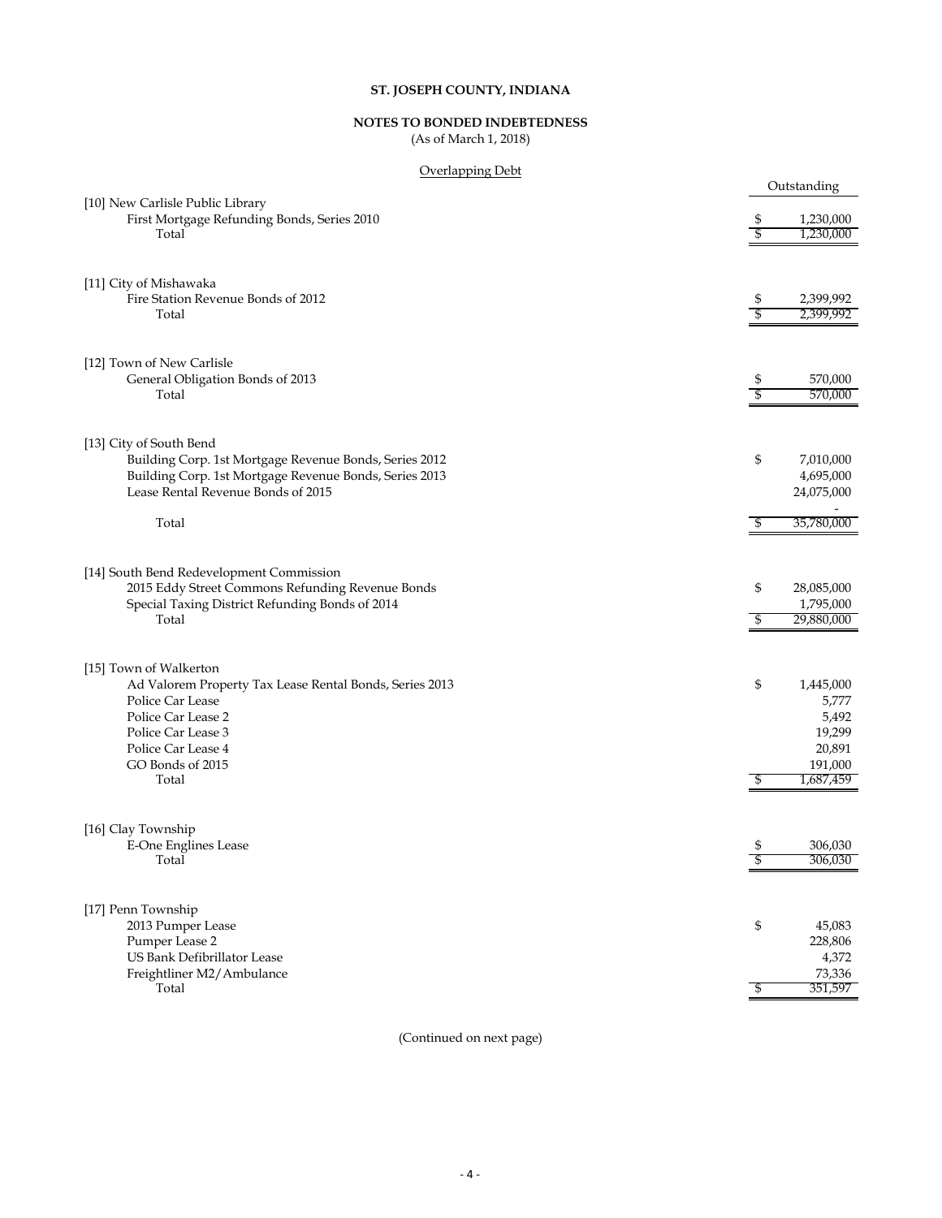# ST. JOSEPH COUNTY, INDIANA

## NOTES TO BONDED INDEBTEDNESS

(As of March 1, 2018)

### Overlapping Debt

| | Outstanding |
|---|---|
| **[10] New Carlisle Public Library** | |
| First Mortgage Refunding Bonds, Series 2010 | $ 1,230,000 |
| Total | $ 1,230,000 |
| | |
| **[11] City of Mishawaka** | |
| Fire Station Revenue Bonds of 2012 | $ 2,399,992 |
| Total | $ 2,399,992 |
| | |
| **[12] Town of New Carlisle** | |
| General Obligation Bonds of 2013 | $ 570,000 |
| Total | $ 570,000 |
| | |
| **[13] City of South Bend** | |
| Building Corp. 1st Mortgage Revenue Bonds, Series 2012 | $ 7,010,000 |
| Building Corp. 1st Mortgage Revenue Bonds, Series 2013 | 4,695,000 |
| Lease Rental Revenue Bonds of 2015 | 24,075,000 |
| | - |
| Total | $ 35,780,000 |
| | |
| **[14] South Bend Redevelopment Commission** | |
| 2015 Eddy Street Commons Refunding Revenue Bonds | $ 28,085,000 |
| Special Taxing District Refunding Bonds of 2014 | 1,795,000 |
| Total | $ 29,880,000 |
| | |
| **[15] Town of Walkerton** | |
| Ad Valorem Property Tax Lease Rental Bonds, Series 2013 | $ 1,445,000 |
| Police Car Lease | 5,777 |
| Police Car Lease 2 | 5,492 |
| Police Car Lease 3 | 19,299 |
| Police Car Lease 4 | 20,891 |
| GO Bonds of 2015 | 191,000 |
| Total | $ 1,687,459 |
| | |
| **[16] Clay Township** | |
| E-One Englines Lease | $ 306,030 |
| Total | $ 306,030 |
| | |
| **[17] Penn Township** | |
| 2013 Pumper Lease | $ 45,083 |
| Pumper Lease 2 | 228,806 |
| US Bank Defibrillator Lease | 4,372 |
| Freightliner M2/Ambulance | 73,336 |
| Total | $ 351,597 |

(Continued on next page)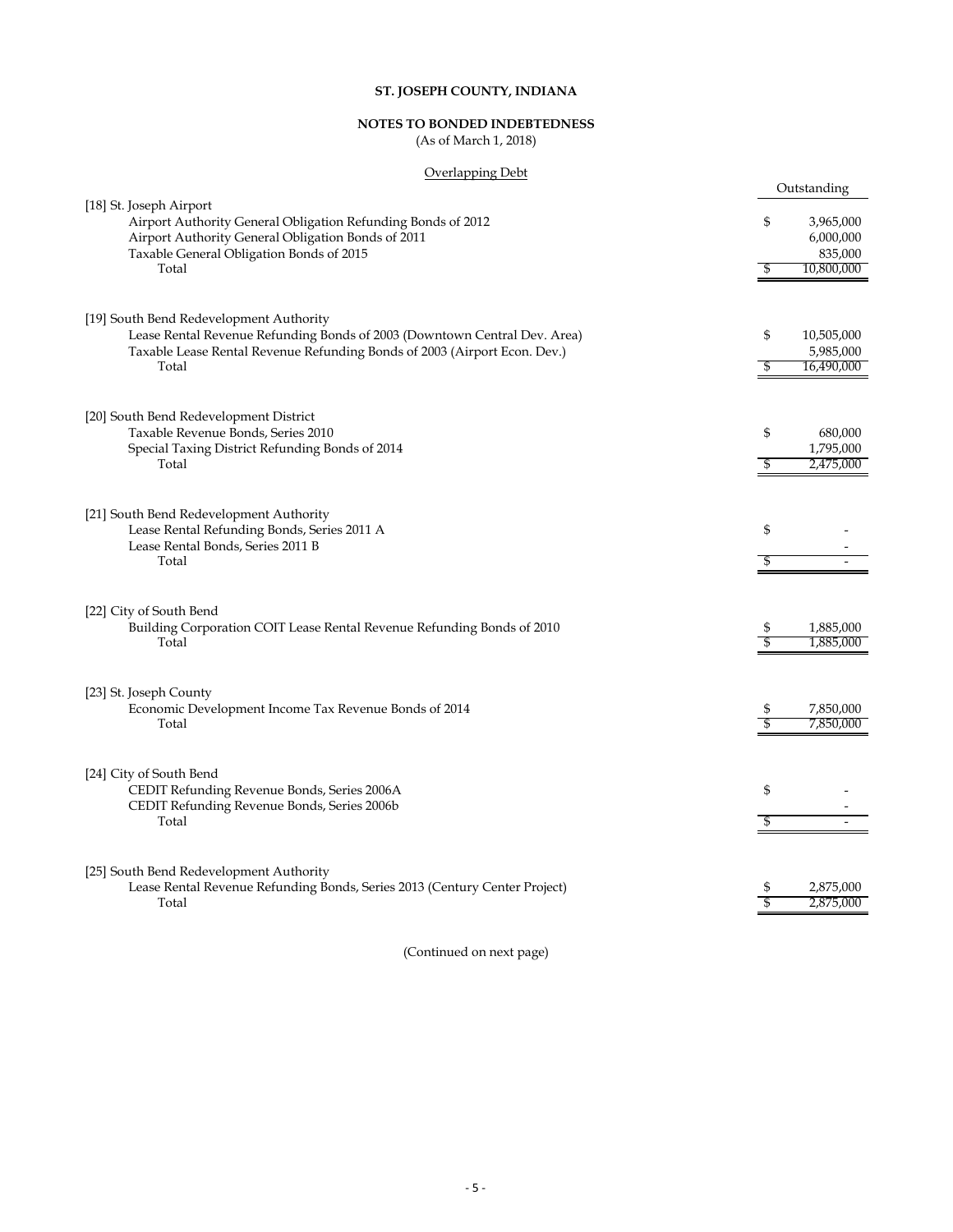# ST. JOSEPH COUNTY, INDIANA

## NOTES TO BONDED INDEBTEDNESS

(As of March 1, 2018)

### Overlapping Debt

| | Outstanding |
|---|---|
| **[18] St. Joseph Airport** | |
| Airport Authority General Obligation Refunding Bonds of 2012 | $ 3,965,000 |
| Airport Authority General Obligation Bonds of 2011 | 6,000,000 |
| Taxable General Obligation Bonds of 2015 | 835,000 |
| Total | $ 10,800,000 |
| | |
| **[19] South Bend Redevelopment Authority** | |
| Lease Rental Revenue Refunding Bonds of 2003 (Downtown Central Dev. Area) | $ 10,505,000 |
| Taxable Lease Rental Revenue Refunding Bonds of 2003 (Airport Econ. Dev.) | 5,985,000 |
| Total | $ 16,490,000 |
| | |
| **[20] South Bend Redevelopment District** | |
| Taxable Revenue Bonds, Series 2010 | $ 680,000 |
| Special Taxing District Refunding Bonds of 2014 | 1,795,000 |
| Total | $ 2,475,000 |
| | |
| **[21] South Bend Redevelopment Authority** | |
| Lease Rental Refunding Bonds, Series 2011 A | $ - |
| Lease Rental Bonds, Series 2011 B | - |
| Total | $ - |
| | |
| **[22] City of South Bend** | |
| Building Corporation COIT Lease Rental Revenue Refunding Bonds of 2010 | $ 1,885,000 |
| Total | $ 1,885,000 |
| | |
| **[23] St. Joseph County** | |
| Economic Development Income Tax Revenue Bonds of 2014 | $ 7,850,000 |
| Total | $ 7,850,000 |
| | |
| **[24] City of South Bend** | |
| CEDIT Refunding Revenue Bonds, Series 2006A | $ - |
| CEDIT Refunding Revenue Bonds, Series 2006b | - |
| Total | $ - |
| | |
| **[25] South Bend Redevelopment Authority** | |
| Lease Rental Revenue Refunding Bonds, Series 2013 (Century Center Project) | $ 2,875,000 |
| Total | $ 2,875,000 |

(Continued on next page)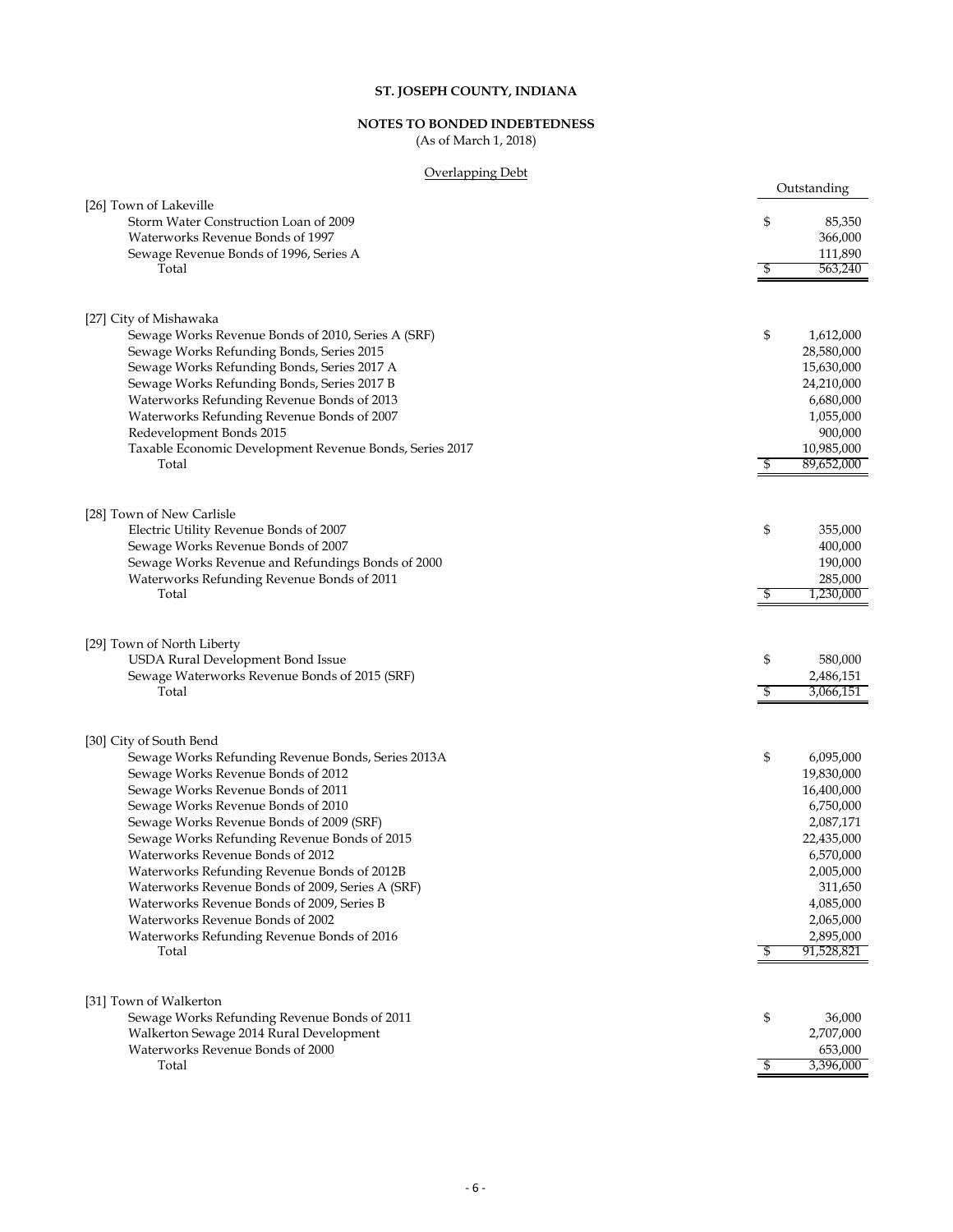# ST. JOSEPH COUNTY, INDIANA

## NOTES TO BONDED INDEBTEDNESS

(As of March 1, 2018)

### Overlapping Debt

| | Outstanding |
|---|---|
| **[26] Town of Lakeville** | |
| Storm Water Construction Loan of 2009 | $ 85,350 |
| Waterworks Revenue Bonds of 1997 | 366,000 |
| Sewage Revenue Bonds of 1996, Series A | 111,890 |
| Total | $ 563,240 |
| | |
| **[27] City of Mishawaka** | |
| Sewage Works Revenue Bonds of 2010, Series A (SRF) | $ 1,612,000 |
| Sewage Works Refunding Bonds, Series 2015 | 28,580,000 |
| Sewage Works Refunding Bonds, Series 2017 A | 15,630,000 |
| Sewage Works Refunding Bonds, Series 2017 B | 24,210,000 |
| Waterworks Refunding Revenue Bonds of 2013 | 6,680,000 |
| Waterworks Refunding Revenue Bonds of 2007 | 1,055,000 |
| Redevelopment Bonds 2015 | 900,000 |
| Taxable Economic Development Revenue Bonds, Series 2017 | 10,985,000 |
| Total | $ 89,652,000 |
| | |
| **[28] Town of New Carlisle** | |
| Electric Utility Revenue Bonds of 2007 | $ 355,000 |
| Sewage Works Revenue Bonds of 2007 | 400,000 |
| Sewage Works Revenue and Refundings Bonds of 2000 | 190,000 |
| Waterworks Refunding Revenue Bonds of 2011 | 285,000 |
| Total | $ 1,230,000 |
| | |
| **[29] Town of North Liberty** | |
| USDA Rural Development Bond Issue | $ 580,000 |
| Sewage Waterworks Revenue Bonds of 2015 (SRF) | 2,486,151 |
| Total | $ 3,066,151 |
| | |
| **[30] City of South Bend** | |
| Sewage Works Refunding Revenue Bonds, Series 2013A | $ 6,095,000 |
| Sewage Works Revenue Bonds of 2012 | 19,830,000 |
| Sewage Works Revenue Bonds of 2011 | 16,400,000 |
| Sewage Works Revenue Bonds of 2010 | 6,750,000 |
| Sewage Works Revenue Bonds of 2009 (SRF) | 2,087,171 |
| Sewage Works Refunding Revenue Bonds of 2015 | 22,435,000 |
| Waterworks Revenue Bonds of 2012 | 6,570,000 |
| Waterworks Refunding Revenue Bonds of 2012B | 2,005,000 |
| Waterworks Revenue Bonds of 2009, Series A (SRF) | 311,650 |
| Waterworks Revenue Bonds of 2009, Series B | 4,085,000 |
| Waterworks Revenue Bonds of 2002 | 2,065,000 |
| Waterworks Refunding Revenue Bonds of 2016 | 2,895,000 |
| Total | $ 91,528,821 |
| | |
| **[31] Town of Walkerton** | |
| Sewage Works Refunding Revenue Bonds of 2011 | $ 36,000 |
| Walkerton Sewage 2014 Rural Development | 2,707,000 |
| Waterworks Revenue Bonds of 2000 | 653,000 |
| Total | $ 3,396,000 |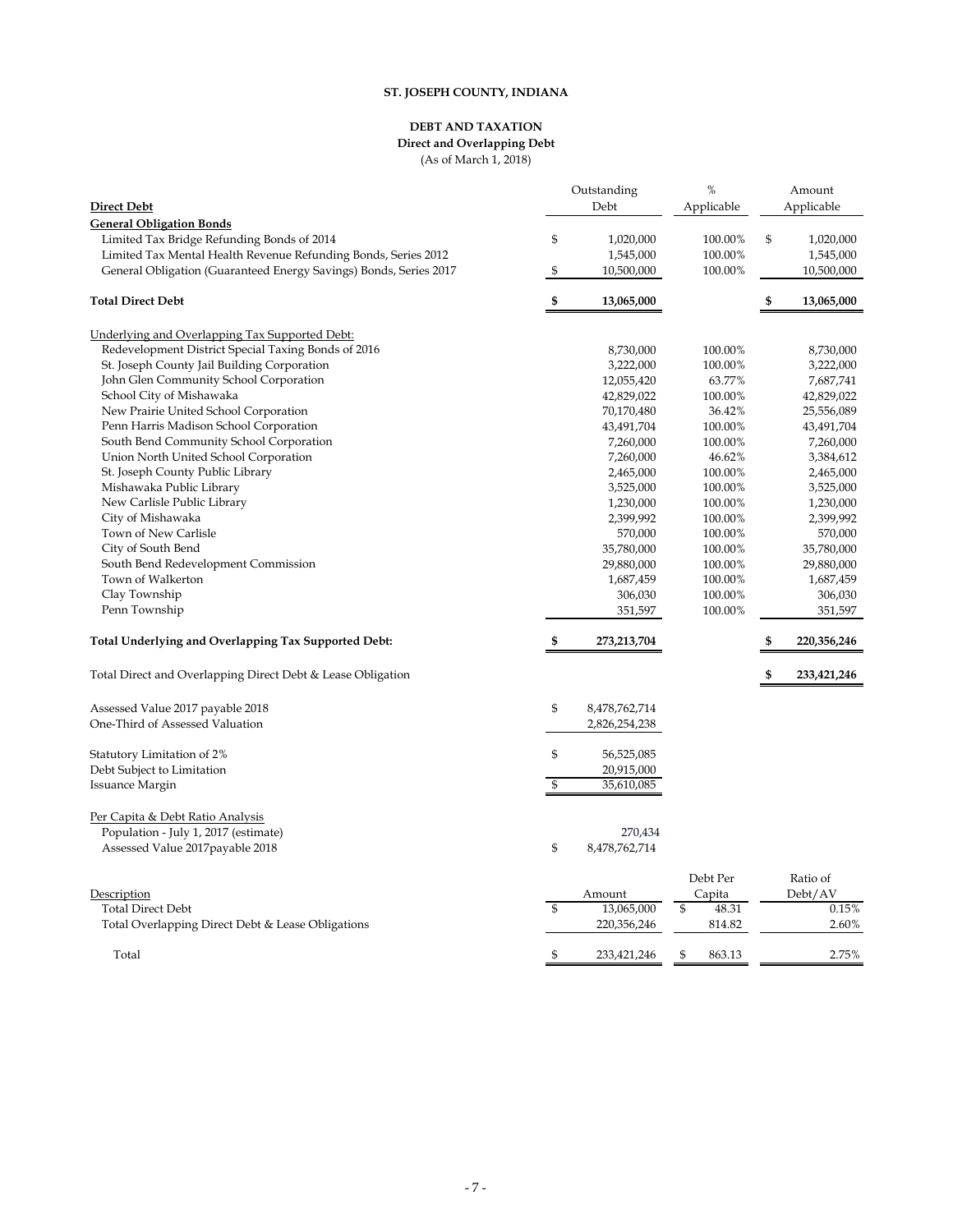# ST. JOSEPH COUNTY, INDIANA

## DEBT AND TAXATION

### Direct and Overlapping Debt

(As of March 1, 2018)

| Direct Debt | Outstanding Debt | % Applicable | Amount Applicable |
|---|---|---|---|
| **General Obligation Bonds** | | | |
| Limited Tax Bridge Refunding Bonds of 2014 | $ 1,020,000 | 100.00% | $ 1,020,000 |
| Limited Tax Mental Health Revenue Refunding Bonds, Series 2012 | 1,545,000 | 100.00% | 1,545,000 |
| General Obligation (Guaranteed Energy Savings) Bonds, Series 2017 | $ 10,500,000 | 100.00% | 10,500,000 |
| **Total Direct Debt** | **$ 13,065,000** | | **$ 13,065,000** |
| Underlying and Overlapping Tax Supported Debt: | | | |
| Redevelopment District Special Taxing Bonds of 2016 | 8,730,000 | 100.00% | 8,730,000 |
| St. Joseph County Jail Building Corporation | 3,222,000 | 100.00% | 3,222,000 |
| John Glen Community School Corporation | 12,055,420 | 63.77% | 7,687,741 |
| School City of Mishawaka | 42,829,022 | 100.00% | 42,829,022 |
| New Prairie United School Corporation | 70,170,480 | 36.42% | 25,556,089 |
| Penn Harris Madison School Corporation | 43,491,704 | 100.00% | 43,491,704 |
| South Bend Community School Corporation | 7,260,000 | 100.00% | 7,260,000 |
| Union North United School Corporation | 7,260,000 | 46.62% | 3,384,612 |
| St. Joseph County Public Library | 2,465,000 | 100.00% | 2,465,000 |
| Mishawaka Public Library | 3,525,000 | 100.00% | 3,525,000 |
| New Carlisle Public Library | 1,230,000 | 100.00% | 1,230,000 |
| City of Mishawaka | 2,399,992 | 100.00% | 2,399,992 |
| Town of New Carlisle | 570,000 | 100.00% | 570,000 |
| City of South Bend | 35,780,000 | 100.00% | 35,780,000 |
| South Bend Redevelopment Commission | 29,880,000 | 100.00% | 29,880,000 |
| Town of Walkerton | 1,687,459 | 100.00% | 1,687,459 |
| Clay Township | 306,030 | 100.00% | 306,030 |
| Penn Township | 351,597 | 100.00% | 351,597 |
| **Total Underlying and Overlapping Tax Supported Debt:** | **$ 273,213,704** | | **$ 220,356,246** |
| Total Direct and Overlapping Direct Debt & Lease Obligation | | | **$ 233,421,246** |
| Assessed Value 2017 payable 2018 | $ 8,478,762,714 | | |
| One-Third of Assessed Valuation | 2,826,254,238 | | |
| Statutory Limitation of 2% | $ 56,525,085 | | |
| Debt Subject to Limitation | 20,915,000 | | |
| Issuance Margin | $ 35,610,085 | | |

Per Capita & Debt Ratio Analysis

| | |
|---|---|
| Population - July 1, 2017 (estimate) | 270,434 |
| Assessed Value 2017payable 2018 | $ 8,478,762,714 |

| Description | Amount | Debt Per Capita | Ratio of Debt/AV |
|---|---|---|---|
| Total Direct Debt | $ 13,065,000 | $ 48.31 | 0.15% |
| Total Overlapping Direct Debt & Lease Obligations | 220,356,246 | 814.82 | 2.60% |
| Total | $ 233,421,246 | $ 863.13 | 2.75% |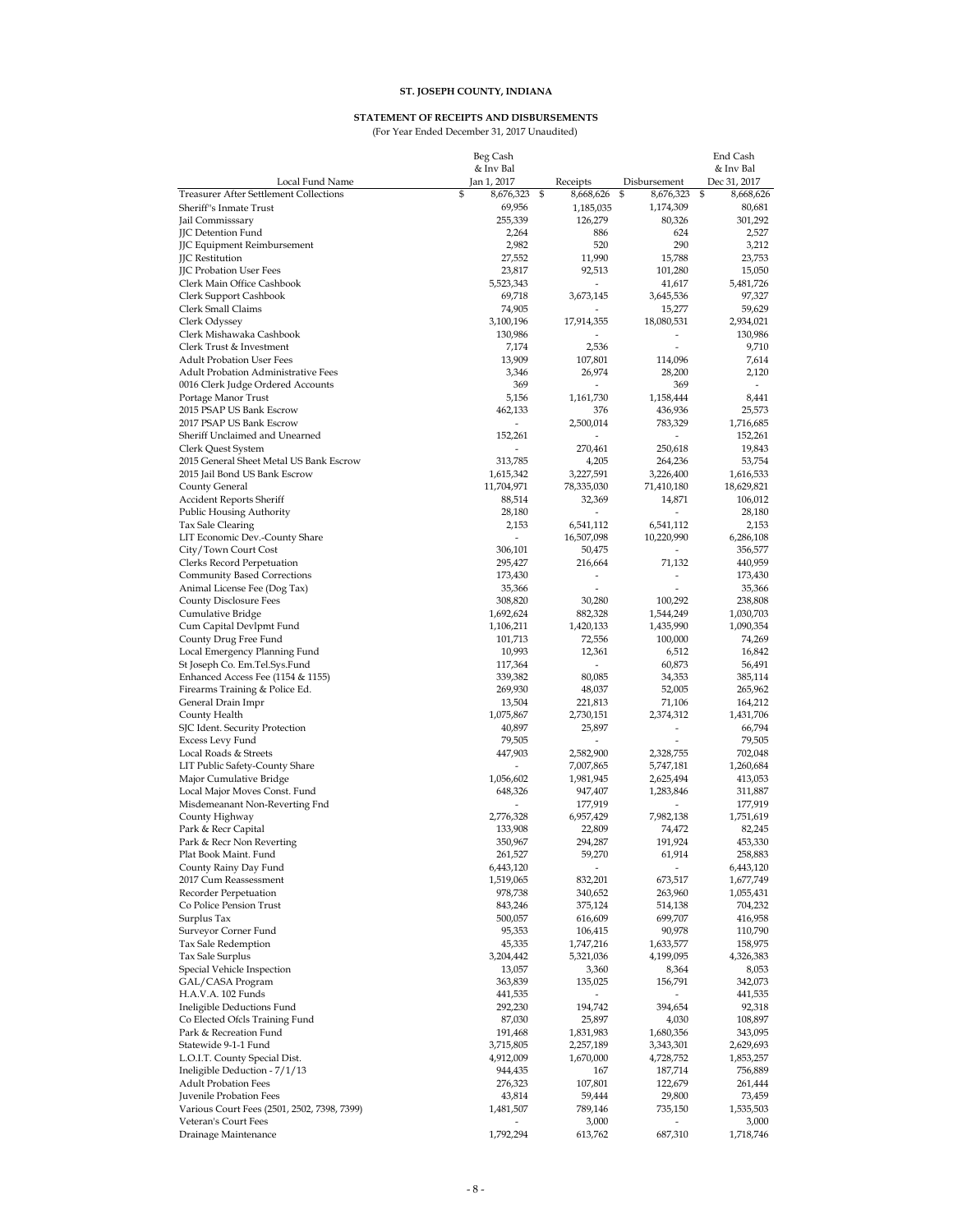# ST. JOSEPH COUNTY, INDIANA

## STATEMENT OF RECEIPTS AND DISBURSEMENTS

(For Year Ended December 31, 2017 Unaudited)

| Local Fund Name | Beg Cash & Inv Bal Jan 1, 2017 | Receipts | Disbursement | End Cash & Inv Bal Dec 31, 2017 |
|---|---|---|---|---|
| Treasurer After Settlement Collections | $ 8,676,323 | $ 8,668,626 | $ 8,676,323 | $ 8,668,626 |
| Sheriff''s Inmate Trust | 69,956 | 1,185,035 | 1,174,309 | 80,681 |
| Jail Commisssary | 255,339 | 126,279 | 80,326 | 301,292 |
| JJC Detention Fund | 2,264 | 886 | 624 | 2,527 |
| JJC Equipment Reimbursement | 2,982 | 520 | 290 | 3,212 |
| JJC Restitution | 27,552 | 11,990 | 15,788 | 23,753 |
| JJC Probation User Fees | 23,817 | 92,513 | 101,280 | 15,050 |
| Clerk Main Office Cashbook | 5,523,343 | - | 41,617 | 5,481,726 |
| Clerk Support Cashbook | 69,718 | 3,673,145 | 3,645,536 | 97,327 |
| Clerk Small Claims | 74,905 | - | 15,277 | 59,629 |
| Clerk Odyssey | 3,100,196 | 17,914,355 | 18,080,531 | 2,934,021 |
| Clerk Mishawaka Cashbook | 130,986 | - | - | 130,986 |
| Clerk Trust & Investment | 7,174 | 2,536 | - | 9,710 |
| Adult Probation User Fees | 13,909 | 107,801 | 114,096 | 7,614 |
| Adult Probation Administrative Fees | 3,346 | 26,974 | 28,200 | 2,120 |
| 0016 Clerk Judge Ordered Accounts | 369 | - | 369 | - |
| Portage Manor Trust | 5,156 | 1,161,730 | 1,158,444 | 8,441 |
| 2015 PSAP US Bank Escrow | 462,133 | 376 | 436,936 | 25,573 |
| 2017 PSAP US Bank Escrow | - | 2,500,014 | 783,329 | 1,716,685 |
| Sheriff Unclaimed and Unearned | 152,261 | - | - | 152,261 |
| Clerk Quest System | - | 270,461 | 250,618 | 19,843 |
| 2015 General Sheet Metal US Bank Escrow | 313,785 | 4,205 | 264,236 | 53,754 |
| 2015 Jail Bond US Bank Escrow | 1,615,342 | 3,227,591 | 3,226,400 | 1,616,533 |
| County General | 11,704,971 | 78,335,030 | 71,410,180 | 18,629,821 |
| Accident Reports Sheriff | 88,514 | 32,369 | 14,871 | 106,012 |
| Public Housing Authority | 28,180 | - | - | 28,180 |
| Tax Sale Clearing | 2,153 | 6,541,112 | 6,541,112 | 2,153 |
| LIT Economic Dev.-County Share | - | 16,507,098 | 10,220,990 | 6,286,108 |
| City/Town Court Cost | 306,101 | 50,475 | - | 356,577 |
| Clerks Record Perpetuation | 295,427 | 216,664 | 71,132 | 440,959 |
| Community Based Corrections | 173,430 | - | - | 173,430 |
| Animal License Fee (Dog Tax) | 35,366 | - | - | 35,366 |
| County Disclosure Fees | 308,820 | 30,280 | 100,292 | 238,808 |
| Cumulative Bridge | 1,692,624 | 882,328 | 1,544,249 | 1,030,703 |
| Cum Capital Devlpmt Fund | 1,106,211 | 1,420,133 | 1,435,990 | 1,090,354 |
| County Drug Free Fund | 101,713 | 72,556 | 100,000 | 74,269 |
| Local Emergency Planning Fund | 10,993 | 12,361 | 6,512 | 16,842 |
| St Joseph Co. Em.Tel.Sys.Fund | 117,364 | - | 60,873 | 56,491 |
| Enhanced Access Fee (1154 & 1155) | 339,382 | 80,085 | 34,353 | 385,114 |
| Firearms Training & Police Ed. | 269,930 | 48,037 | 52,005 | 265,962 |
| General Drain Impr | 13,504 | 221,813 | 71,106 | 164,212 |
| County Health | 1,075,867 | 2,730,151 | 2,374,312 | 1,431,706 |
| SJC Ident. Security Protection | 40,897 | 25,897 | - | 66,794 |
| Excess Levy Fund | 79,505 | - | - | 79,505 |
| Local Roads & Streets | 447,903 | 2,582,900 | 2,328,755 | 702,048 |
| LIT Public Safety-County Share | - | 7,007,865 | 5,747,181 | 1,260,684 |
| Major Cumulative Bridge | 1,056,602 | 1,981,945 | 2,625,494 | 413,053 |
| Local Major Moves Const. Fund | 648,326 | 947,407 | 1,283,846 | 311,887 |
| Misdemeanant Non-Reverting Fnd | - | 177,919 | - | 177,919 |
| County Highway | 2,776,328 | 6,957,429 | 7,982,138 | 1,751,619 |
| Park & Recr Capital | 133,908 | 22,809 | 74,472 | 82,245 |
| Park & Recr Non Reverting | 350,967 | 294,287 | 191,924 | 453,330 |
| Plat Book Maint. Fund | 261,527 | 59,270 | 61,914 | 258,883 |
| County Rainy Day Fund | 6,443,120 | - | - | 6,443,120 |
| 2017 Cum Reassessment | 1,519,065 | 832,201 | 673,517 | 1,677,749 |
| Recorder Perpetuation | 978,738 | 340,652 | 263,960 | 1,055,431 |
| Co Police Pension Trust | 843,246 | 375,124 | 514,138 | 704,232 |
| Surplus Tax | 500,057 | 616,609 | 699,707 | 416,958 |
| Surveyor Corner Fund | 95,353 | 106,415 | 90,978 | 110,790 |
| Tax Sale Redemption | 45,335 | 1,747,216 | 1,633,577 | 158,975 |
| Tax Sale Surplus | 3,204,442 | 5,321,036 | 4,199,095 | 4,326,383 |
| Special Vehicle Inspection | 13,057 | 3,360 | 8,364 | 8,053 |
| GAL/CASA Program | 363,839 | 135,025 | 156,791 | 342,073 |
| H.A.V.A. 102 Funds | 441,535 | - | - | 441,535 |
| Ineligible Deductions Fund | 292,230 | 194,742 | 394,654 | 92,318 |
| Co Elected Ofcls Training Fund | 87,030 | 25,897 | 4,030 | 108,897 |
| Park & Recreation Fund | 191,468 | 1,831,983 | 1,680,356 | 343,095 |
| Statewide 9-1-1 Fund | 3,715,805 | 2,257,189 | 3,343,301 | 2,629,693 |
| L.O.I.T. County Special Dist. | 4,912,009 | 1,670,000 | 4,728,752 | 1,853,257 |
| Ineligible Deduction - 7/1/13 | 944,435 | 167 | 187,714 | 756,889 |
| Adult Probation Fees | 276,323 | 107,801 | 122,679 | 261,444 |
| Juvenile Probation Fees | 43,814 | 59,444 | 29,800 | 73,459 |
| Various Court Fees (2501, 2502, 7398, 7399) | 1,481,507 | 789,146 | 735,150 | 1,535,503 |
| Veteran's Court Fees | - | 3,000 | - | 3,000 |
| Drainage Maintenance | 1,792,294 | 613,762 | 687,310 | 1,718,746 |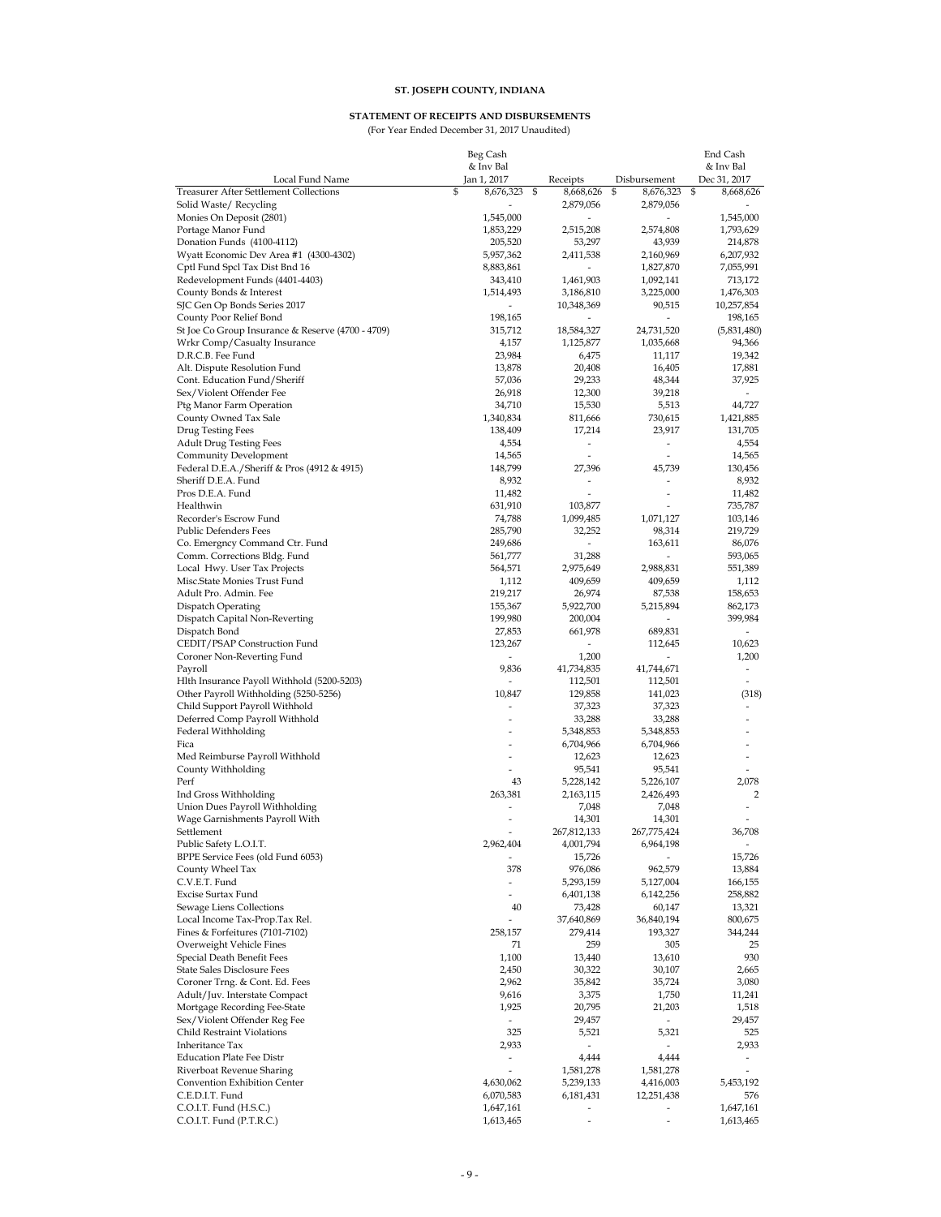**ST. JOSEPH COUNTY, INDIANA**

**STATEMENT OF RECEIPTS AND DISBURSEMENTS**

(For Year Ended December 31, 2017 Unaudited)

| Local Fund Name | Beg Cash & Inv Bal Jan 1, 2017 | Receipts | Disbursement | End Cash & Inv Bal Dec 31, 2017 |
|---|---|---|---|---|
| Treasurer After Settlement Collections | $ 8,676,323 | $ 8,668,626 | $ 8,676,323 | $ 8,668,626 |
| Solid Waste/ Recycling | - | 2,879,056 | 2,879,056 | - |
| Monies On Deposit (2801) | 1,545,000 | - | - | 1,545,000 |
| Portage Manor Fund | 1,853,229 | 2,515,208 | 2,574,808 | 1,793,629 |
| Donation Funds (4100-4112) | 205,520 | 53,297 | 43,939 | 214,878 |
| Wyatt Economic Dev Area #1 (4300-4302) | 5,957,362 | 2,411,538 | 2,160,969 | 6,207,932 |
| Cptl Fund Spcl Tax Dist Bnd 16 | 8,883,861 | - | 1,827,870 | 7,055,991 |
| Redevelopment Funds (4401-4403) | 343,410 | 1,461,903 | 1,092,141 | 713,172 |
| County Bonds & Interest | 1,514,493 | 3,186,810 | 3,225,000 | 1,476,303 |
| SJC Gen Op Bonds Series 2017 | - | 10,348,369 | 90,515 | 10,257,854 |
| County Poor Relief Bond | 198,165 | - | - | 198,165 |
| St Joe Co Group Insurance & Reserve (4700 - 4709) | 315,712 | 18,584,327 | 24,731,520 | (5,831,480) |
| Wrkr Comp/Casualty Insurance | 4,157 | 1,125,877 | 1,035,668 | 94,366 |
| D.R.C.B. Fee Fund | 23,984 | 6,475 | 11,117 | 19,342 |
| Alt. Dispute Resolution Fund | 13,878 | 20,408 | 16,405 | 17,881 |
| Cont. Education Fund/Sheriff | 57,036 | 29,233 | 48,344 | 37,925 |
| Sex/Violent Offender Fee | 26,918 | 12,300 | 39,218 | - |
| Ptg Manor Farm Operation | 34,710 | 15,530 | 5,513 | 44,727 |
| County Owned Tax Sale | 1,340,834 | 811,666 | 730,615 | 1,421,885 |
| Drug Testing Fees | 138,409 | 17,214 | 23,917 | 131,705 |
| Adult Drug Testing Fees | 4,554 | - | - | 4,554 |
| Community Development | 14,565 | - | - | 14,565 |
| Federal D.E.A./Sheriff & Pros (4912 & 4915) | 148,799 | 27,396 | 45,739 | 130,456 |
| Sheriff D.E.A. Fund | 8,932 | - | - | 8,932 |
| Pros D.E.A. Fund | 11,482 | - | - | 11,482 |
| Healthwin | 631,910 | 103,877 | - | 735,787 |
| Recorder's Escrow Fund | 74,788 | 1,099,485 | 1,071,127 | 103,146 |
| Public Defenders Fees | 285,790 | 32,252 | 98,314 | 219,729 |
| Co. Emergncy Command Ctr. Fund | 249,686 | - | 163,611 | 86,076 |
| Comm. Corrections Bldg. Fund | 561,777 | 31,288 | - | 593,065 |
| Local Hwy. User Tax Projects | 564,571 | 2,975,649 | 2,988,831 | 551,389 |
| Misc.State Monies Trust Fund | 1,112 | 409,659 | 409,659 | 1,112 |
| Adult Pro. Admin. Fee | 219,217 | 26,974 | 87,538 | 158,653 |
| Dispatch Operating | 155,367 | 5,922,700 | 5,215,894 | 862,173 |
| Dispatch Capital Non-Reverting | 199,980 | 200,004 | - | 399,984 |
| Dispatch Bond | 27,853 | 661,978 | 689,831 | - |
| CEDIT/PSAP Construction Fund | 123,267 | - | 112,645 | 10,623 |
| Coroner Non-Reverting Fund | - | 1,200 | - | 1,200 |
| Payroll | 9,836 | 41,734,835 | 41,744,671 | - |
| Hlth Insurance Payoll Withhold (5200-5203) | - | 112,501 | 112,501 | - |
| Other Payroll Withholding (5250-5256) | 10,847 | 129,858 | 141,023 | (318) |
| Child Support Payroll Withhold | - | 37,323 | 37,323 | - |
| Deferred Comp Payroll Withhold | - | 33,288 | 33,288 | - |
| Federal Withholding | - | 5,348,853 | 5,348,853 | - |
| Fica | - | 6,704,966 | 6,704,966 | - |
| Med Reimburse Payroll Withhold | - | 12,623 | 12,623 | - |
| County Withholding | - | 95,541 | 95,541 | - |
| Perf | 43 | 5,228,142 | 5,226,107 | 2,078 |
| Ind Gross Withholding | 263,381 | 2,163,115 | 2,426,493 | 2 |
| Union Dues Payroll Withholding | - | 7,048 | 7,048 | - |
| Wage Garnishments Payroll With | - | 14,301 | 14,301 | - |
| Settlement | - | 267,812,133 | 267,775,424 | 36,708 |
| Public Safety L.O.I.T. | 2,962,404 | 4,001,794 | 6,964,198 | - |
| BPPE Service Fees (old Fund 6053) | - | 15,726 | - | 15,726 |
| County Wheel Tax | 378 | 976,086 | 962,579 | 13,884 |
| C.V.E.T. Fund | - | 5,293,159 | 5,127,004 | 166,155 |
| Excise Surtax Fund | - | 6,401,138 | 6,142,256 | 258,882 |
| Sewage Liens Collections | 40 | 73,428 | 60,147 | 13,321 |
| Local Income Tax-Prop.Tax Rel. | - | 37,640,869 | 36,840,194 | 800,675 |
| Fines & Forfeitures (7101-7102) | 258,157 | 279,414 | 193,327 | 344,244 |
| Overweight Vehicle Fines | 71 | 259 | 305 | 25 |
| Special Death Benefit Fees | 1,100 | 13,440 | 13,610 | 930 |
| State Sales Disclosure Fees | 2,450 | 30,322 | 30,107 | 2,665 |
| Coroner Trng. & Cont. Ed. Fees | 2,962 | 35,842 | 35,724 | 3,080 |
| Adult/Juv. Interstate Compact | 9,616 | 3,375 | 1,750 | 11,241 |
| Mortgage Recording Fee-State | 1,925 | 20,795 | 21,203 | 1,518 |
| Sex/Violent Offender Reg Fee | - | 29,457 | - | 29,457 |
| Child Restraint Violations | 325 | 5,521 | 5,321 | 525 |
| Inheritance Tax | 2,933 | - | - | 2,933 |
| Education Plate Fee Distr | - | 4,444 | 4,444 | - |
| Riverboat Revenue Sharing | - | 1,581,278 | 1,581,278 | - |
| Convention Exhibition Center | 4,630,062 | 5,239,133 | 4,416,003 | 5,453,192 |
| C.E.D.I.T. Fund | 6,070,583 | 6,181,431 | 12,251,438 | 576 |
| C.O.I.T. Fund (H.S.C.) | 1,647,161 | - | - | 1,647,161 |
| C.O.I.T. Fund (P.T.R.C.) | 1,613,465 | - | - | 1,613,465 |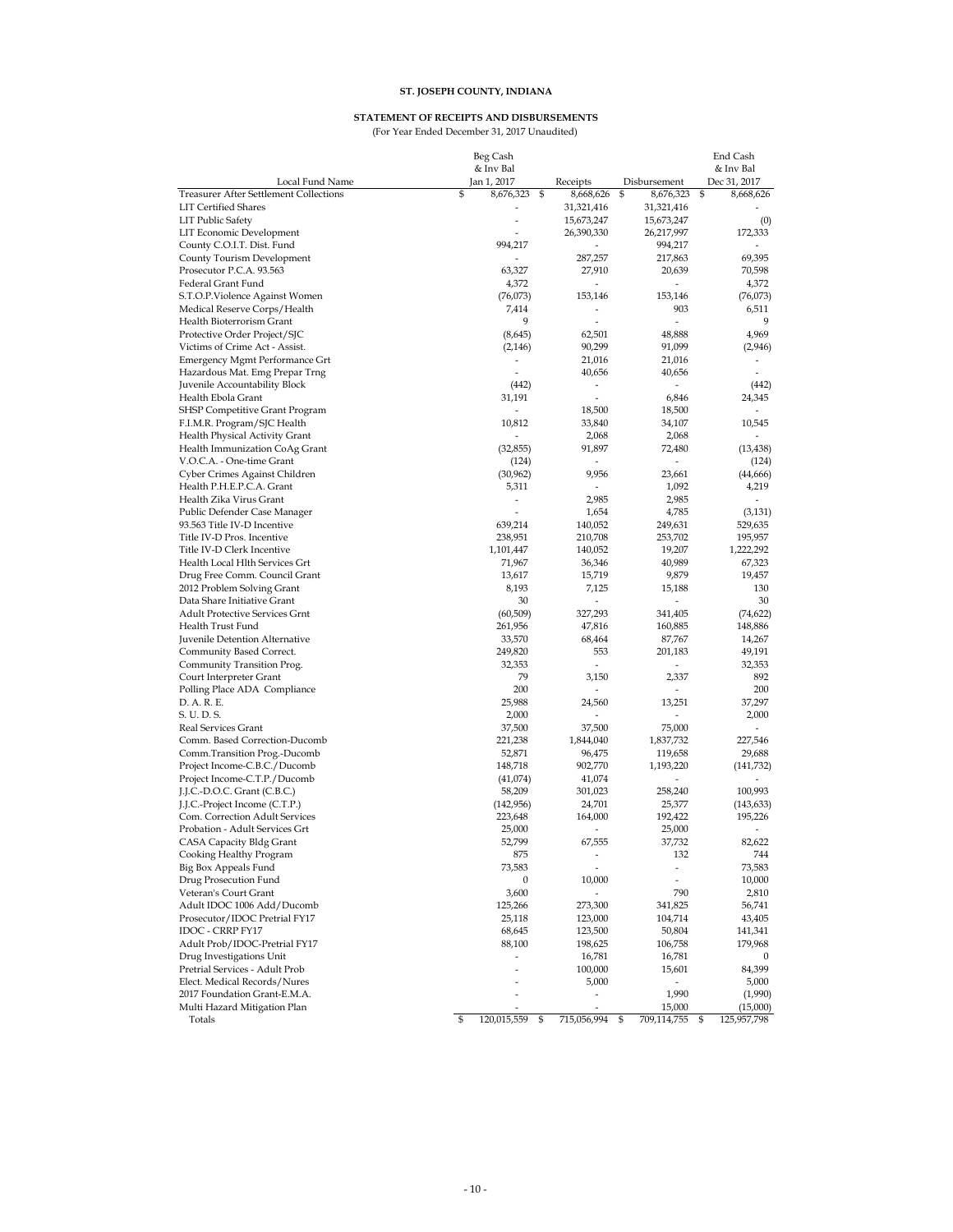**ST. JOSEPH COUNTY, INDIANA**

**STATEMENT OF RECEIPTS AND DISBURSEMENTS**

(For Year Ended December 31, 2017 Unaudited)

| Local Fund Name | Beg Cash & Inv Bal Jan 1, 2017 | Receipts | Disbursement | End Cash & Inv Bal Dec 31, 2017 |
|---|---|---|---|---|
| Treasurer After Settlement Collections | $ 8,676,323 | $ 8,668,626 | $ 8,676,323 | $ 8,668,626 |
| LIT Certified Shares | - | 31,321,416 | 31,321,416 | - |
| LIT Public Safety | - | 15,673,247 | 15,673,247 | (0) |
| LIT Economic Development | - | 26,390,330 | 26,217,997 | 172,333 |
| County C.O.I.T. Dist. Fund | 994,217 | - | 994,217 | - |
| County Tourism Development | - | 287,257 | 217,863 | 69,395 |
| Prosecutor P.C.A. 93.563 | 63,327 | 27,910 | 20,639 | 70,598 |
| Federal Grant Fund | 4,372 | - | - | 4,372 |
| S.T.O.P.Violence Against Women | (76,073) | 153,146 | 153,146 | (76,073) |
| Medical Reserve Corps/Health | 7,414 | - | 903 | 6,511 |
| Health Bioterrorism Grant | 9 | - | - | 9 |
| Protective Order Project/SJC | (8,645) | 62,501 | 48,888 | 4,969 |
| Victims of Crime Act - Assist. | (2,146) | 90,299 | 91,099 | (2,946) |
| Emergency Mgmt Performance Grt | - | 21,016 | 21,016 | - |
| Hazardous Mat. Emg Prepar Trng | - | 40,656 | 40,656 | - |
| Juvenile Accountability Block | (442) | - | - | (442) |
| Health Ebola Grant | 31,191 | - | 6,846 | 24,345 |
| SHSP Competitive Grant Program | - | 18,500 | 18,500 | - |
| F.I.M.R. Program/SJC Health | 10,812 | 33,840 | 34,107 | 10,545 |
| Health Physical Activity Grant | - | 2,068 | 2,068 | - |
| Health Immunization CoAg Grant | (32,855) | 91,897 | 72,480 | (13,438) |
| V.O.C.A. - One-time Grant | (124) | - | - | (124) |
| Cyber Crimes Against Children | (30,962) | 9,956 | 23,661 | (44,666) |
| Health P.H.E.P.C.A. Grant | 5,311 | - | 1,092 | 4,219 |
| Health Zika Virus Grant | - | 2,985 | 2,985 | - |
| Public Defender Case Manager | - | 1,654 | 4,785 | (3,131) |
| 93.563 Title IV-D Incentive | 639,214 | 140,052 | 249,631 | 529,635 |
| Title IV-D Pros. Incentive | 238,951 | 210,708 | 253,702 | 195,957 |
| Title IV-D Clerk Incentive | 1,101,447 | 140,052 | 19,207 | 1,222,292 |
| Health Local Hlth Services Grt | 71,967 | 36,346 | 40,989 | 67,323 |
| Drug Free Comm. Council Grant | 13,617 | 15,719 | 9,879 | 19,457 |
| 2012 Problem Solving Grant | 8,193 | 7,125 | 15,188 | 130 |
| Data Share Initiative Grant | 30 | - | - | 30 |
| Adult Protective Services Grnt | (60,509) | 327,293 | 341,405 | (74,622) |
| Health Trust Fund | 261,956 | 47,816 | 160,885 | 148,886 |
| Juvenile Detention Alternative | 33,570 | 68,464 | 87,767 | 14,267 |
| Community Based Correct. | 249,820 | 553 | 201,183 | 49,191 |
| Community Transition Prog. | 32,353 | - | - | 32,353 |
| Court Interpreter Grant | 79 | 3,150 | 2,337 | 892 |
| Polling Place ADA Compliance | 200 | - | - | 200 |
| D. A. R. E. | 25,988 | 24,560 | 13,251 | 37,297 |
| S. U. D. S. | 2,000 | - | - | 2,000 |
| Real Services Grant | 37,500 | 37,500 | 75,000 | - |
| Comm. Based Correction-Ducomb | 221,238 | 1,844,040 | 1,837,732 | 227,546 |
| Comm.Transition Prog.-Ducomb | 52,871 | 96,475 | 119,658 | 29,688 |
| Project Income-C.B.C./Ducomb | 148,718 | 902,770 | 1,193,220 | (141,732) |
| Project Income-C.T.P./Ducomb | (41,074) | 41,074 | - | - |
| J.J.C.-D.O.C. Grant (C.B.C.) | 58,209 | 301,023 | 258,240 | 100,993 |
| J.J.C.-Project Income (C.T.P.) | (142,956) | 24,701 | 25,377 | (143,633) |
| Com. Correction Adult Services | 223,648 | 164,000 | 192,422 | 195,226 |
| Probation - Adult Services Grt | 25,000 | - | 25,000 | - |
| CASA Capacity Bldg Grant | 52,799 | 67,555 | 37,732 | 82,622 |
| Cooking Healthy Program | 875 | - | 132 | 744 |
| Big Box Appeals Fund | 73,583 | - | - | 73,583 |
| Drug Prosecution Fund | 0 | 10,000 | - | 10,000 |
| Veteran's Court Grant | 3,600 | - | 790 | 2,810 |
| Adult IDOC 1006 Add/Ducomb | 125,266 | 273,300 | 341,825 | 56,741 |
| Prosecutor/IDOC Pretrial FY17 | 25,118 | 123,000 | 104,714 | 43,405 |
| IDOC - CRRP FY17 | 68,645 | 123,500 | 50,804 | 141,341 |
| Adult Prob/IDOC-Pretrial FY17 | 88,100 | 198,625 | 106,758 | 179,968 |
| Drug Investigations Unit | - | 16,781 | 16,781 | 0 |
| Pretrial Services - Adult Prob | - | 100,000 | 15,601 | 84,399 |
| Elect. Medical Records/Nures | - | 5,000 | - | 5,000 |
| 2017 Foundation Grant-E.M.A. | - | - | 1,990 | (1,990) |
| Multi Hazard Mitigation Plan | - | - | 15,000 | (15,000) |
| Totals | $ 120,015,559 | $ 715,056,994 | $ 709,114,755 | $ 125,957,798 |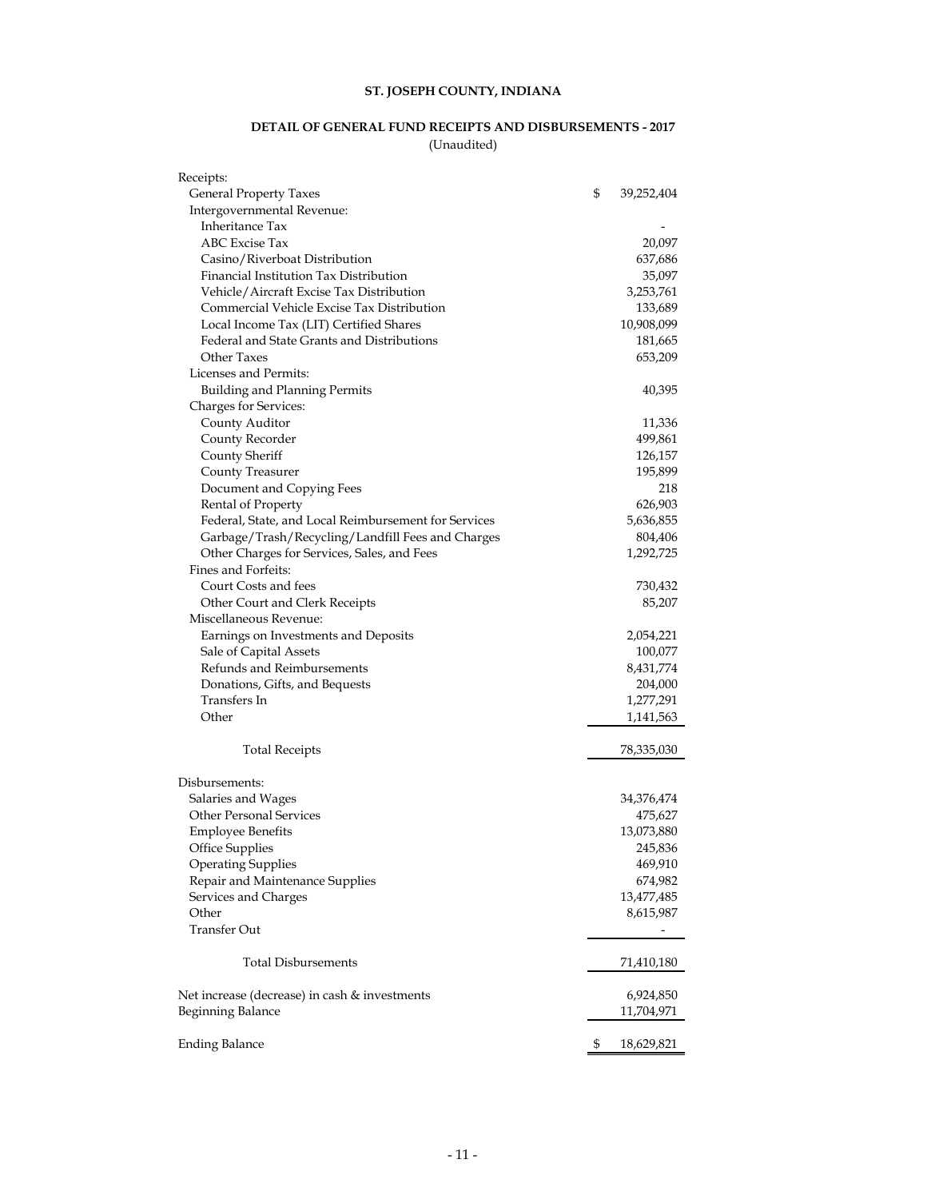# ST. JOSEPH COUNTY, INDIANA

## DETAIL OF GENERAL FUND RECEIPTS AND DISBURSEMENTS - 2017

(Unaudited)

| | |
|---|---|
| Receipts: | |
| General Property Taxes | $ 39,252,404 |
| Intergovernmental Revenue: | |
| Inheritance Tax | - |
| ABC Excise Tax | 20,097 |
| Casino/Riverboat Distribution | 637,686 |
| Financial Institution Tax Distribution | 35,097 |
| Vehicle/Aircraft Excise Tax Distribution | 3,253,761 |
| Commercial Vehicle Excise Tax Distribution | 133,689 |
| Local Income Tax (LIT) Certified Shares | 10,908,099 |
| Federal and State Grants and Distributions | 181,665 |
| Other Taxes | 653,209 |
| Licenses and Permits: | |
| Building and Planning Permits | 40,395 |
| Charges for Services: | |
| County Auditor | 11,336 |
| County Recorder | 499,861 |
| County Sheriff | 126,157 |
| County Treasurer | 195,899 |
| Document and Copying Fees | 218 |
| Rental of Property | 626,903 |
| Federal, State, and Local Reimbursement for Services | 5,636,855 |
| Garbage/Trash/Recycling/Landfill Fees and Charges | 804,406 |
| Other Charges for Services, Sales, and Fees | 1,292,725 |
| Fines and Forfeits: | |
| Court Costs and fees | 730,432 |
| Other Court and Clerk Receipts | 85,207 |
| Miscellaneous Revenue: | |
| Earnings on Investments and Deposits | 2,054,221 |
| Sale of Capital Assets | 100,077 |
| Refunds and Reimbursements | 8,431,774 |
| Donations, Gifts, and Bequests | 204,000 |
| Transfers In | 1,277,291 |
| Other | 1,141,563 |
| Total Receipts | 78,335,030 |
| Disbursements: | |
| Salaries and Wages | 34,376,474 |
| Other Personal Services | 475,627 |
| Employee Benefits | 13,073,880 |
| Office Supplies | 245,836 |
| Operating Supplies | 469,910 |
| Repair and Maintenance Supplies | 674,982 |
| Services and Charges | 13,477,485 |
| Other | 8,615,987 |
| Transfer Out | - |
| Total Disbursements | 71,410,180 |
| Net increase (decrease) in cash & investments | 6,924,850 |
| Beginning Balance | 11,704,971 |
| Ending Balance | $ 18,629,821 |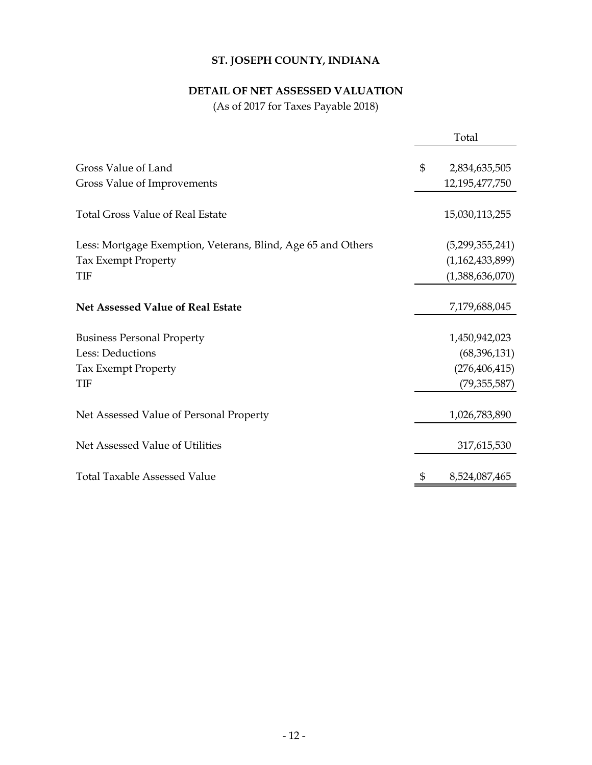# ST. JOSEPH COUNTY, INDIANA

## DETAIL OF NET ASSESSED VALUATION

(As of 2017 for Taxes Payable 2018)

| | Total |
|---|---|
| Gross Value of Land | $ 2,834,635,505 |
| Gross Value of Improvements | 12,195,477,750 |
| Total Gross Value of Real Estate | 15,030,113,255 |
| Less: Mortgage Exemption, Veterans, Blind, Age 65 and Others | (5,299,355,241) |
| Tax Exempt Property | (1,162,433,899) |
| TIF | (1,388,636,070) |
| **Net Assessed Value of Real Estate** | 7,179,688,045 |
| Business Personal Property | 1,450,942,023 |
| Less: Deductions | (68,396,131) |
| Tax Exempt Property | (276,406,415) |
| TIF | (79,355,587) |
| Net Assessed Value of Personal Property | 1,026,783,890 |
| Net Assessed Value of Utilities | 317,615,530 |
| Total Taxable Assessed Value | $ 8,524,087,465 |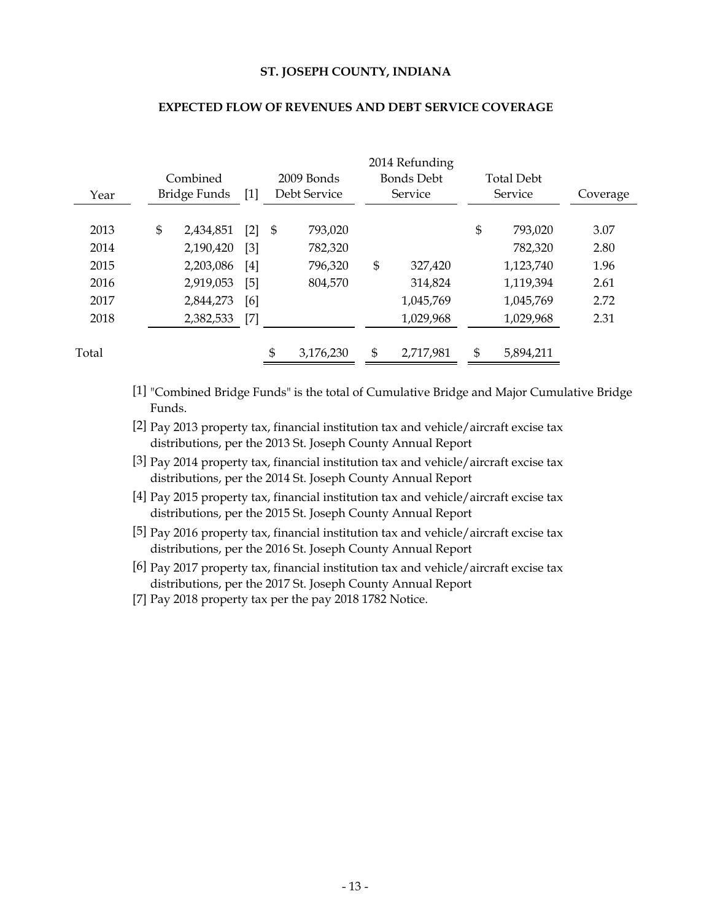# ST. JOSEPH COUNTY, INDIANA

## EXPECTED FLOW OF REVENUES AND DEBT SERVICE COVERAGE

| Year | Combined Bridge Funds | [1] | 2009 Bonds Debt Service | 2014 Refunding Bonds Debt Service | Total Debt Service | Coverage |
|---|---|---|---|---|---|---|
| 2013 | $ 2,434,851 | [2] | $ 793,020 | | $ 793,020 | 3.07 |
| 2014 | 2,190,420 | [3] | 782,320 | | 782,320 | 2.80 |
| 2015 | 2,203,086 | [4] | 796,320 | $ 327,420 | 1,123,740 | 1.96 |
| 2016 | 2,919,053 | [5] | 804,570 | 314,824 | 1,119,394 | 2.61 |
| 2017 | 2,844,273 | [6] | | 1,045,769 | 1,045,769 | 2.72 |
| 2018 | 2,382,533 | [7] | | 1,029,968 | 1,029,968 | 2.31 |
| Total | | | $ 3,176,230 | $ 2,717,981 | $ 5,894,211 | |

[1] "Combined Bridge Funds" is the total of Cumulative Bridge and Major Cumulative Bridge Funds.

[2] Pay 2013 property tax, financial institution tax and vehicle/aircraft excise tax distributions, per the 2013 St. Joseph County Annual Report

[3] Pay 2014 property tax, financial institution tax and vehicle/aircraft excise tax distributions, per the 2014 St. Joseph County Annual Report

[4] Pay 2015 property tax, financial institution tax and vehicle/aircraft excise tax distributions, per the 2015 St. Joseph County Annual Report

[5] Pay 2016 property tax, financial institution tax and vehicle/aircraft excise tax distributions, per the 2016 St. Joseph County Annual Report

[6] Pay 2017 property tax, financial institution tax and vehicle/aircraft excise tax distributions, per the 2017 St. Joseph County Annual Report

[7] Pay 2018 property tax per the pay 2018 1782 Notice.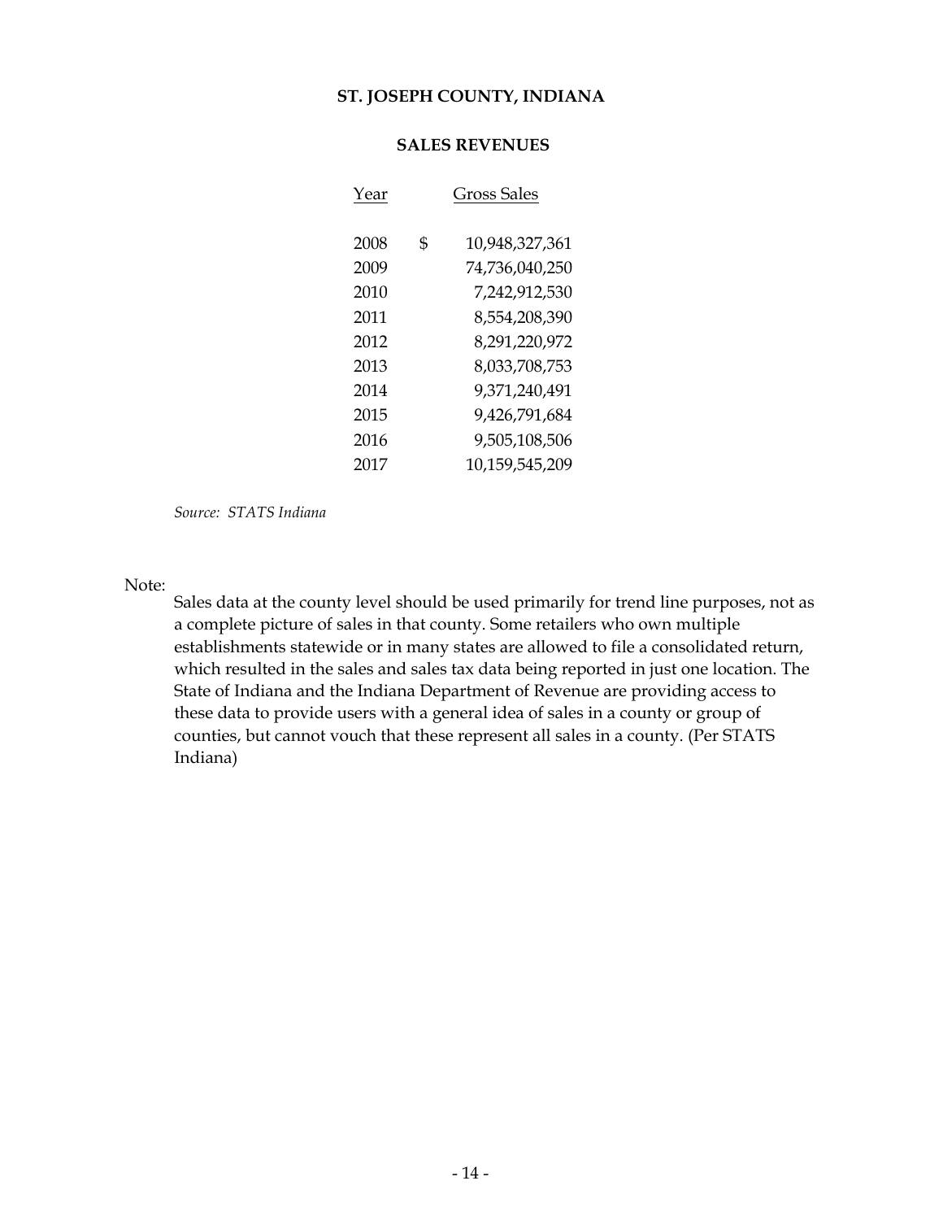# ST. JOSEPH COUNTY, INDIANA

## SALES REVENUES

| Year | Gross Sales |
|---|---|
| 2008 | $ 10,948,327,361 |
| 2009 | 74,736,040,250 |
| 2010 | 7,242,912,530 |
| 2011 | 8,554,208,390 |
| 2012 | 8,291,220,972 |
| 2013 | 8,033,708,753 |
| 2014 | 9,371,240,491 |
| 2015 | 9,426,791,684 |
| 2016 | 9,505,108,506 |
| 2017 | 10,159,545,209 |

*Source: STATS Indiana*

Note:

Sales data at the county level should be used primarily for trend line purposes, not as a complete picture of sales in that county. Some retailers who own multiple establishments statewide or in many states are allowed to file a consolidated return, which resulted in the sales and sales tax data being reported in just one location. The State of Indiana and the Indiana Department of Revenue are providing access to these data to provide users with a general idea of sales in a county or group of counties, but cannot vouch that these represent all sales in a county. (Per STATS Indiana)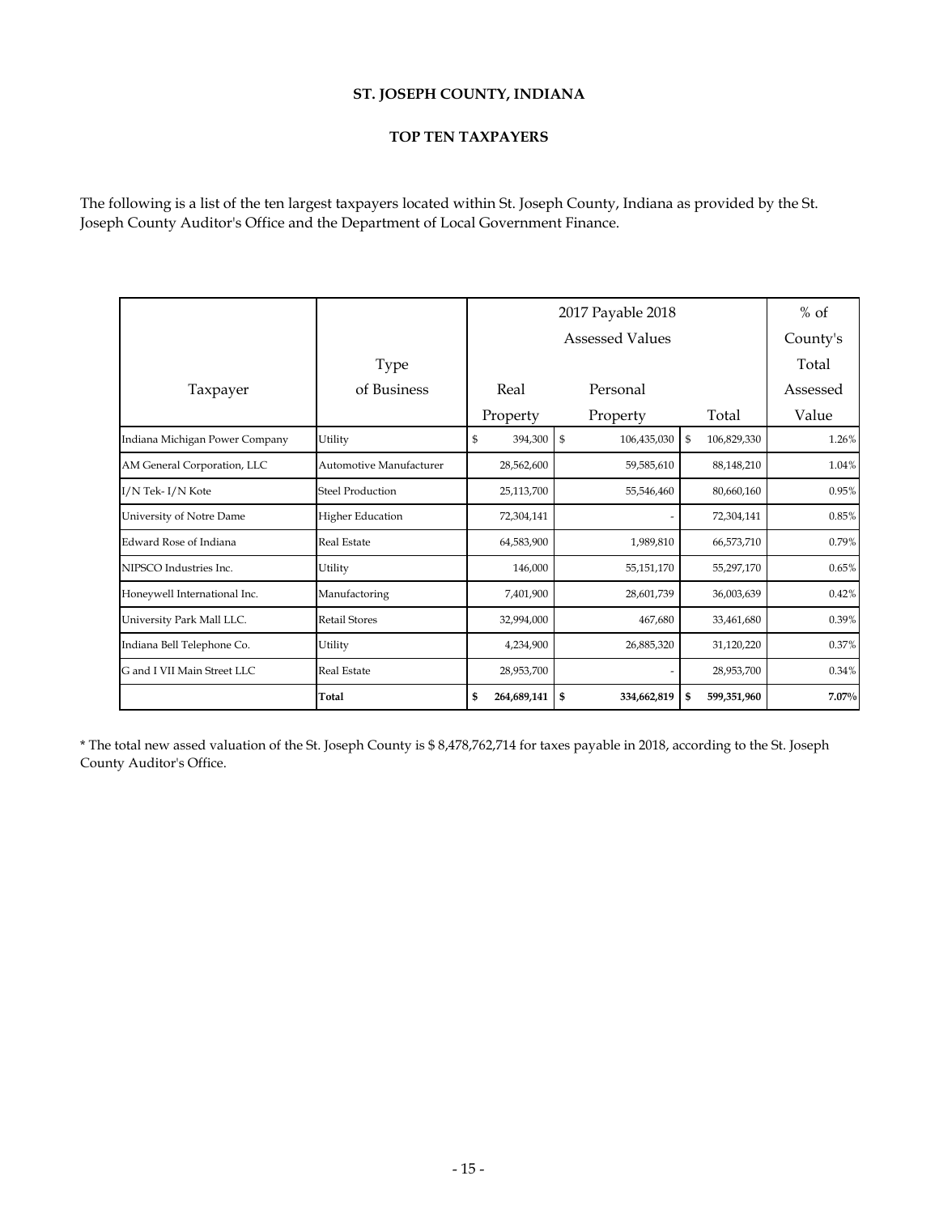**ST. JOSEPH COUNTY, INDIANA**

**TOP TEN TAXPAYERS**

The following is a list of the ten largest taxpayers located within St. Joseph County, Indiana as provided by the St. Joseph County Auditor's Office and the Department of Local Government Finance.

| Taxpayer | Type of Business | 2017 Payable 2018 Assessed Values Real Property | Personal Property | Total | % of County's Total Assessed Value |
|---|---|---|---|---|---|
| Indiana Michigan Power Company | Utility | $ 394,300 | $ 106,435,030 | $ 106,829,330 | 1.26% |
| AM General Corporation, LLC | Automotive Manufacturer | 28,562,600 | 59,585,610 | 88,148,210 | 1.04% |
| I/N Tek- I/N Kote | Steel Production | 25,113,700 | 55,546,460 | 80,660,160 | 0.95% |
| University of Notre Dame | Higher Education | 72,304,141 | - | 72,304,141 | 0.85% |
| Edward Rose of Indiana | Real Estate | 64,583,900 | 1,989,810 | 66,573,710 | 0.79% |
| NIPSCO Industries Inc. | Utility | 146,000 | 55,151,170 | 55,297,170 | 0.65% |
| Honeywell International Inc. | Manufactoring | 7,401,900 | 28,601,739 | 36,003,639 | 0.42% |
| University Park Mall LLC. | Retail Stores | 32,994,000 | 467,680 | 33,461,680 | 0.39% |
| Indiana Bell Telephone Co. | Utility | 4,234,900 | 26,885,320 | 31,120,220 | 0.37% |
| G and I VII Main Street LLC | Real Estate | 28,953,700 | - | 28,953,700 | 0.34% |
| | **Total** | **$ 264,689,141** | **$ 334,662,819** | **$ 599,351,960** | **7.07%** |

* The total new assed valuation of the St. Joseph County is $ 8,478,762,714 for taxes payable in 2018, according to the St. Joseph County Auditor's Office.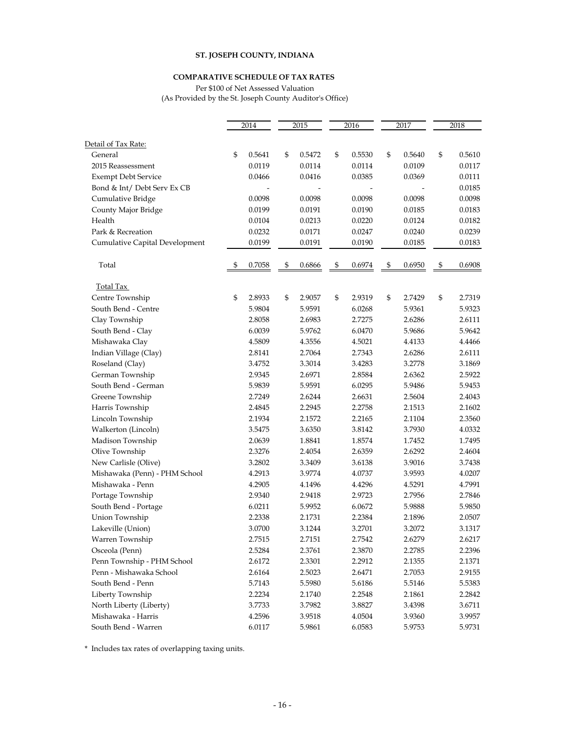# ST. JOSEPH COUNTY, INDIANA

## COMPARATIVE SCHEDULE OF TAX RATES

Per $100 of Net Assessed Valuation
(As Provided by the St. Joseph County Auditor's Office)

| | 2014 | 2015 | 2016 | 2017 | 2018 |
|---|---|---|---|---|---|
| **Detail of Tax Rate:** | | | | | |
| General | $ 0.5641 | $ 0.5472 | $ 0.5530 | $ 0.5640 | $ 0.5610 |
| 2015 Reassessment | 0.0119 | 0.0114 | 0.0114 | 0.0109 | 0.0117 |
| Exempt Debt Service | 0.0466 | 0.0416 | 0.0385 | 0.0369 | 0.0111 |
| Bond & Int/ Debt Serv Ex CB | - | - | - | - | 0.0185 |
| Cumulative Bridge | 0.0098 | 0.0098 | 0.0098 | 0.0098 | 0.0098 |
| County Major Bridge | 0.0199 | 0.0191 | 0.0190 | 0.0185 | 0.0183 |
| Health | 0.0104 | 0.0213 | 0.0220 | 0.0124 | 0.0182 |
| Park & Recreation | 0.0232 | 0.0171 | 0.0247 | 0.0240 | 0.0239 |
| Cumulative Capital Development | 0.0199 | 0.0191 | 0.0190 | 0.0185 | 0.0183 |
| Total | $ 0.7058 | $ 0.6866 | $ 0.6974 | $ 0.6950 | $ 0.6908 |
| **Total Tax** | | | | | |
| Centre Township | $ 2.8933 | $ 2.9057 | $ 2.9319 | $ 2.7429 | $ 2.7319 |
| South Bend - Centre | 5.9804 | 5.9591 | 6.0268 | 5.9361 | 5.9323 |
| Clay Township | 2.8058 | 2.6983 | 2.7275 | 2.6286 | 2.6111 |
| South Bend - Clay | 6.0039 | 5.9762 | 6.0470 | 5.9686 | 5.9642 |
| Mishawaka Clay | 4.5809 | 4.3556 | 4.5021 | 4.4133 | 4.4466 |
| Indian Village (Clay) | 2.8141 | 2.7064 | 2.7343 | 2.6286 | 2.6111 |
| Roseland (Clay) | 3.4752 | 3.3014 | 3.4283 | 3.2778 | 3.1869 |
| German Township | 2.9345 | 2.6971 | 2.8584 | 2.6362 | 2.5922 |
| South Bend - German | 5.9839 | 5.9591 | 6.0295 | 5.9486 | 5.9453 |
| Greene Township | 2.7249 | 2.6244 | 2.6631 | 2.5604 | 2.4043 |
| Harris Township | 2.4845 | 2.2945 | 2.2758 | 2.1513 | 2.1602 |
| Lincoln Township | 2.1934 | 2.1572 | 2.2165 | 2.1104 | 2.3560 |
| Walkerton (Lincoln) | 3.5475 | 3.6350 | 3.8142 | 3.7930 | 4.0332 |
| Madison Township | 2.0639 | 1.8841 | 1.8574 | 1.7452 | 1.7495 |
| Olive Township | 2.3276 | 2.4054 | 2.6359 | 2.6292 | 2.4604 |
| New Carlisle (Olive) | 3.2802 | 3.3409 | 3.6138 | 3.9016 | 3.7438 |
| Mishawaka (Penn) - PHM School | 4.2913 | 3.9774 | 4.0737 | 3.9593 | 4.0207 |
| Mishawaka - Penn | 4.2905 | 4.1496 | 4.4296 | 4.5291 | 4.7991 |
| Portage Township | 2.9340 | 2.9418 | 2.9723 | 2.7956 | 2.7846 |
| South Bend - Portage | 6.0211 | 5.9952 | 6.0672 | 5.9888 | 5.9850 |
| Union Township | 2.2338 | 2.1731 | 2.2384 | 2.1896 | 2.0507 |
| Lakeville (Union) | 3.0700 | 3.1244 | 3.2701 | 3.2072 | 3.1317 |
| Warren Township | 2.7515 | 2.7151 | 2.7542 | 2.6279 | 2.6217 |
| Osceola (Penn) | 2.5284 | 2.3761 | 2.3870 | 2.2785 | 2.2396 |
| Penn Township - PHM School | 2.6172 | 2.3301 | 2.2912 | 2.1355 | 2.1371 |
| Penn - Mishawaka School | 2.6164 | 2.5023 | 2.6471 | 2.7053 | 2.9155 |
| South Bend - Penn | 5.7143 | 5.5980 | 5.6186 | 5.5146 | 5.5383 |
| Liberty Township | 2.2234 | 2.1740 | 2.2548 | 2.1861 | 2.2842 |
| North Liberty (Liberty) | 3.7733 | 3.7982 | 3.8827 | 3.4398 | 3.6711 |
| Mishawaka - Harris | 4.2596 | 3.9518 | 4.0504 | 3.9360 | 3.9957 |
| South Bend - Warren | 6.0117 | 5.9861 | 6.0583 | 5.9753 | 5.9731 |

\* Includes tax rates of overlapping taxing units.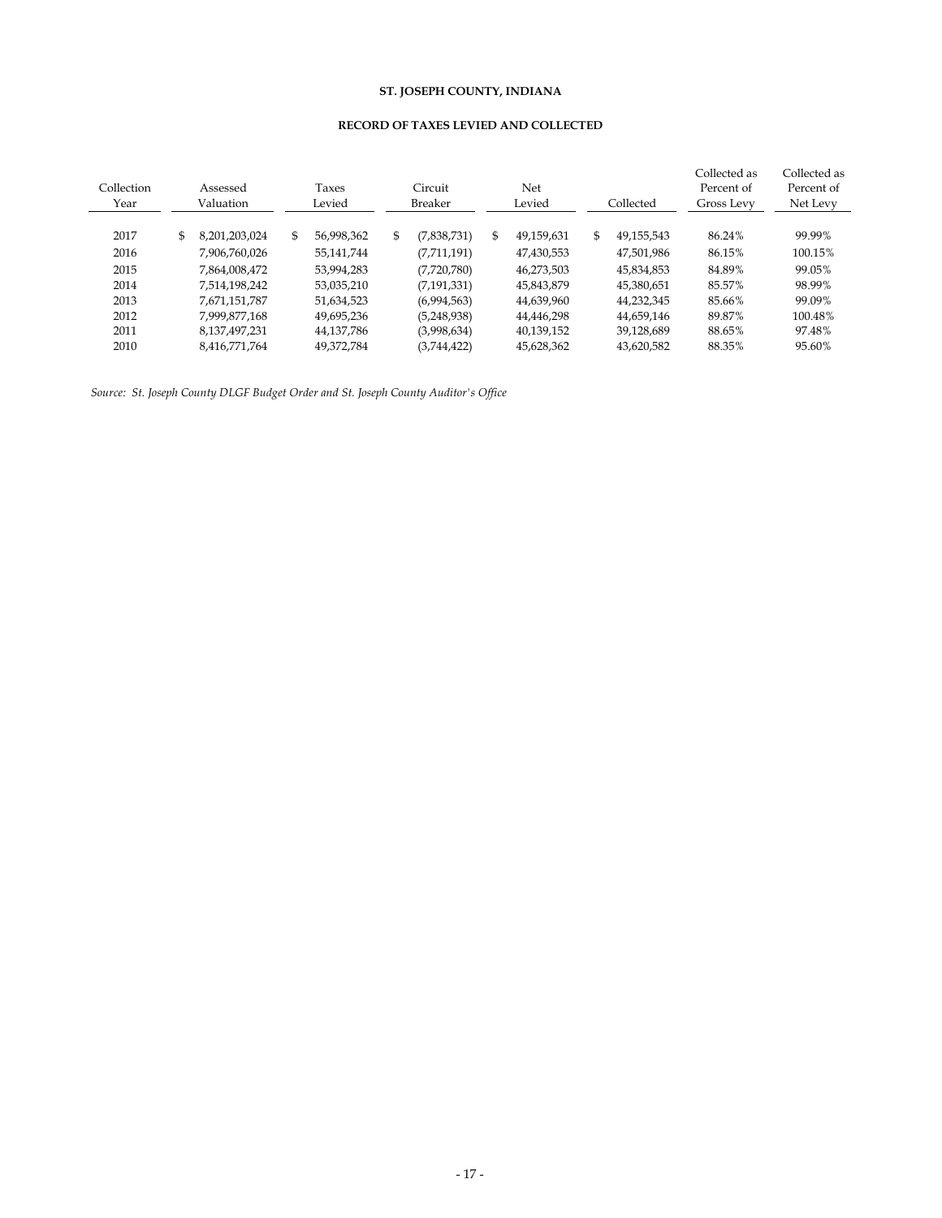# ST. JOSEPH COUNTY, INDIANA

## RECORD OF TAXES LEVIED AND COLLECTED

| Collection Year | Assessed Valuation | Taxes Levied | Circuit Breaker | Net Levied | Collected | Collected as Percent of Gross Levy | Collected as Percent of Net Levy |
|---|---|---|---|---|---|---|---|
| 2017 | $ 8,201,203,024 | $ 56,998,362 | $ (7,838,731) | $ 49,159,631 | $ 49,155,543 | 86.24% | 99.99% |
| 2016 | 7,906,760,026 | 55,141,744 | (7,711,191) | 47,430,553 | 47,501,986 | 86.15% | 100.15% |
| 2015 | 7,864,008,472 | 53,994,283 | (7,720,780) | 46,273,503 | 45,834,853 | 84.89% | 99.05% |
| 2014 | 7,514,198,242 | 53,035,210 | (7,191,331) | 45,843,879 | 45,380,651 | 85.57% | 98.99% |
| 2013 | 7,671,151,787 | 51,634,523 | (6,994,563) | 44,639,960 | 44,232,345 | 85.66% | 99.09% |
| 2012 | 7,999,877,168 | 49,695,236 | (5,248,938) | 44,446,298 | 44,659,146 | 89.87% | 100.48% |
| 2011 | 8,137,497,231 | 44,137,786 | (3,998,634) | 40,139,152 | 39,128,689 | 88.65% | 97.48% |
| 2010 | 8,416,771,764 | 49,372,784 | (3,744,422) | 45,628,362 | 43,620,582 | 88.35% | 95.60% |

*Source: St. Joseph County DLGF Budget Order and St. Joseph County Auditor's Office*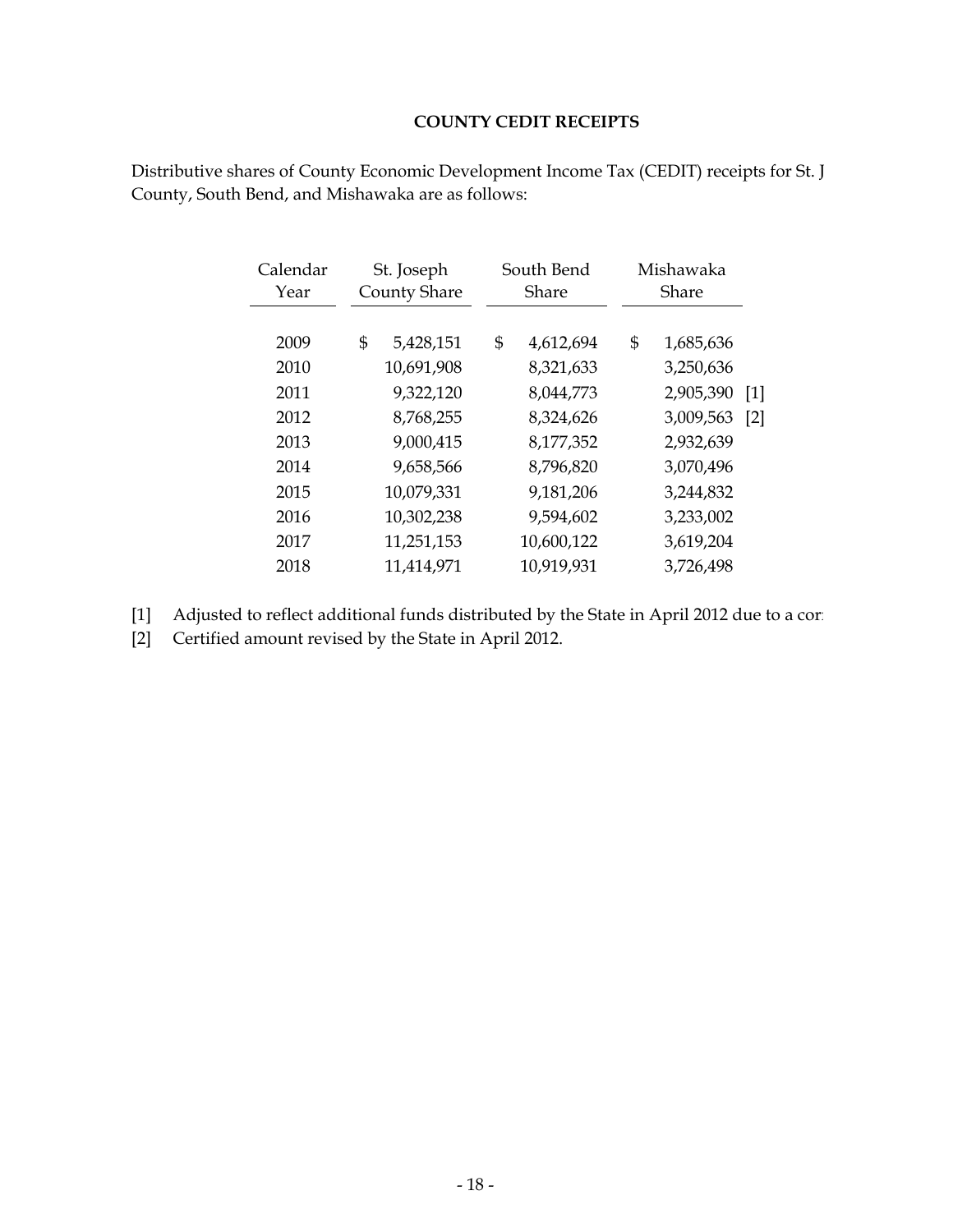## COUNTY CEDIT RECEIPTS

Distributive shares of County Economic Development Income Tax (CEDIT) receipts for St. J County, South Bend, and Mishawaka are as follows:

| Calendar Year | St. Joseph County Share | South Bend Share | Mishawaka Share | |
|---|---|---|---|---|
| 2009 | $ 5,428,151 | $ 4,612,694 | $ 1,685,636 | |
| 2010 | 10,691,908 | 8,321,633 | 3,250,636 | |
| 2011 | 9,322,120 | 8,044,773 | 2,905,390 | [1] |
| 2012 | 8,768,255 | 8,324,626 | 3,009,563 | [2] |
| 2013 | 9,000,415 | 8,177,352 | 2,932,639 | |
| 2014 | 9,658,566 | 8,796,820 | 3,070,496 | |
| 2015 | 10,079,331 | 9,181,206 | 3,244,832 | |
| 2016 | 10,302,238 | 9,594,602 | 3,233,002 | |
| 2017 | 11,251,153 | 10,600,122 | 3,619,204 | |
| 2018 | 11,414,971 | 10,919,931 | 3,726,498 | |

[1] Adjusted to reflect additional funds distributed by the State in April 2012 due to a cor

[2] Certified amount revised by the State in April 2012.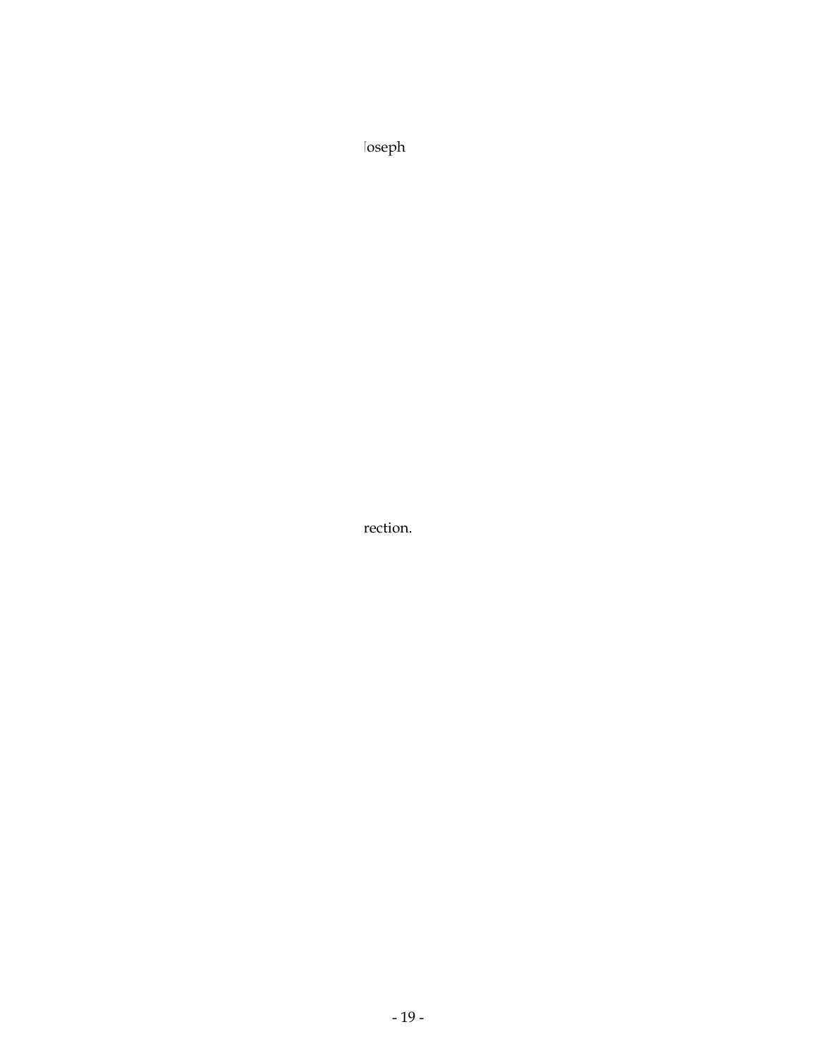Joseph

rection.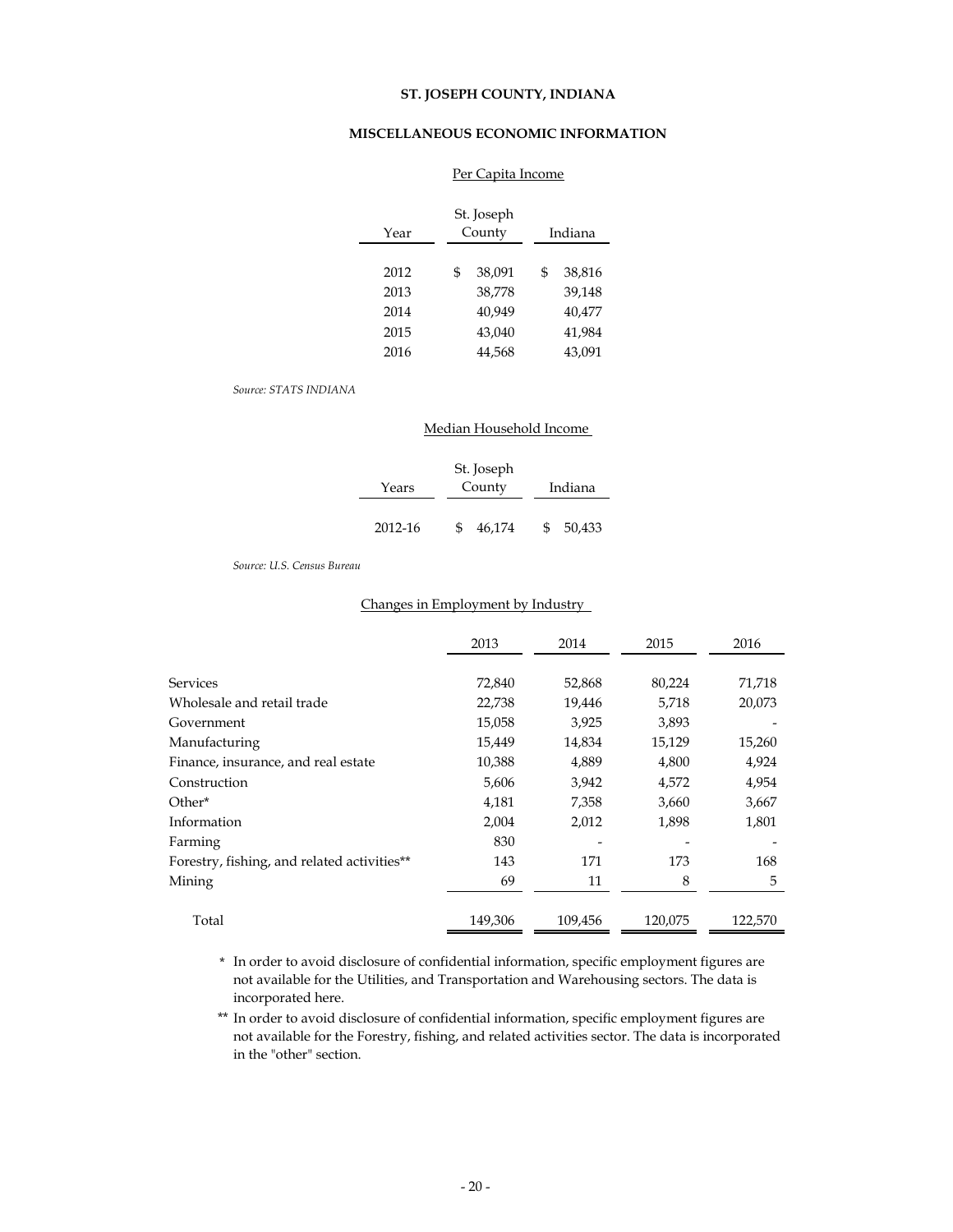# ST. JOSEPH COUNTY, INDIANA

## MISCELLANEOUS ECONOMIC INFORMATION

### Per Capita Income

| Year | St. Joseph County | Indiana |
|---|---|---|
| 2012 | $ 38,091 | $ 38,816 |
| 2013 | 38,778 | 39,148 |
| 2014 | 40,949 | 40,477 |
| 2015 | 43,040 | 41,984 |
| 2016 | 44,568 | 43,091 |

*Source: STATS INDIANA*

### Median Household Income

| Years | St. Joseph County | Indiana |
|---|---|---|
| 2012-16 | $ 46,174 | $ 50,433 |

*Source: U.S. Census Bureau*

### Changes in Employment by Industry

| | 2013 | 2014 | 2015 | 2016 |
|---|---|---|---|---|
| Services | 72,840 | 52,868 | 80,224 | 71,718 |
| Wholesale and retail trade | 22,738 | 19,446 | 5,718 | 20,073 |
| Government | 15,058 | 3,925 | 3,893 | - |
| Manufacturing | 15,449 | 14,834 | 15,129 | 15,260 |
| Finance, insurance, and real estate | 10,388 | 4,889 | 4,800 | 4,924 |
| Construction | 5,606 | 3,942 | 4,572 | 4,954 |
| Other* | 4,181 | 7,358 | 3,660 | 3,667 |
| Information | 2,004 | 2,012 | 1,898 | 1,801 |
| Farming | 830 | - | - | - |
| Forestry, fishing, and related activities** | 143 | 171 | 173 | 168 |
| Mining | 69 | 11 | 8 | 5 |
| Total | 149,306 | 109,456 | 120,075 | 122,570 |

\* In order to avoid disclosure of confidential information, specific employment figures are not available for the Utilities, and Transportation and Warehousing sectors. The data is incorporated here.

\*\* In order to avoid disclosure of confidential information, specific employment figures are not available for the Forestry, fishing, and related activities sector. The data is incorporated in the "other" section.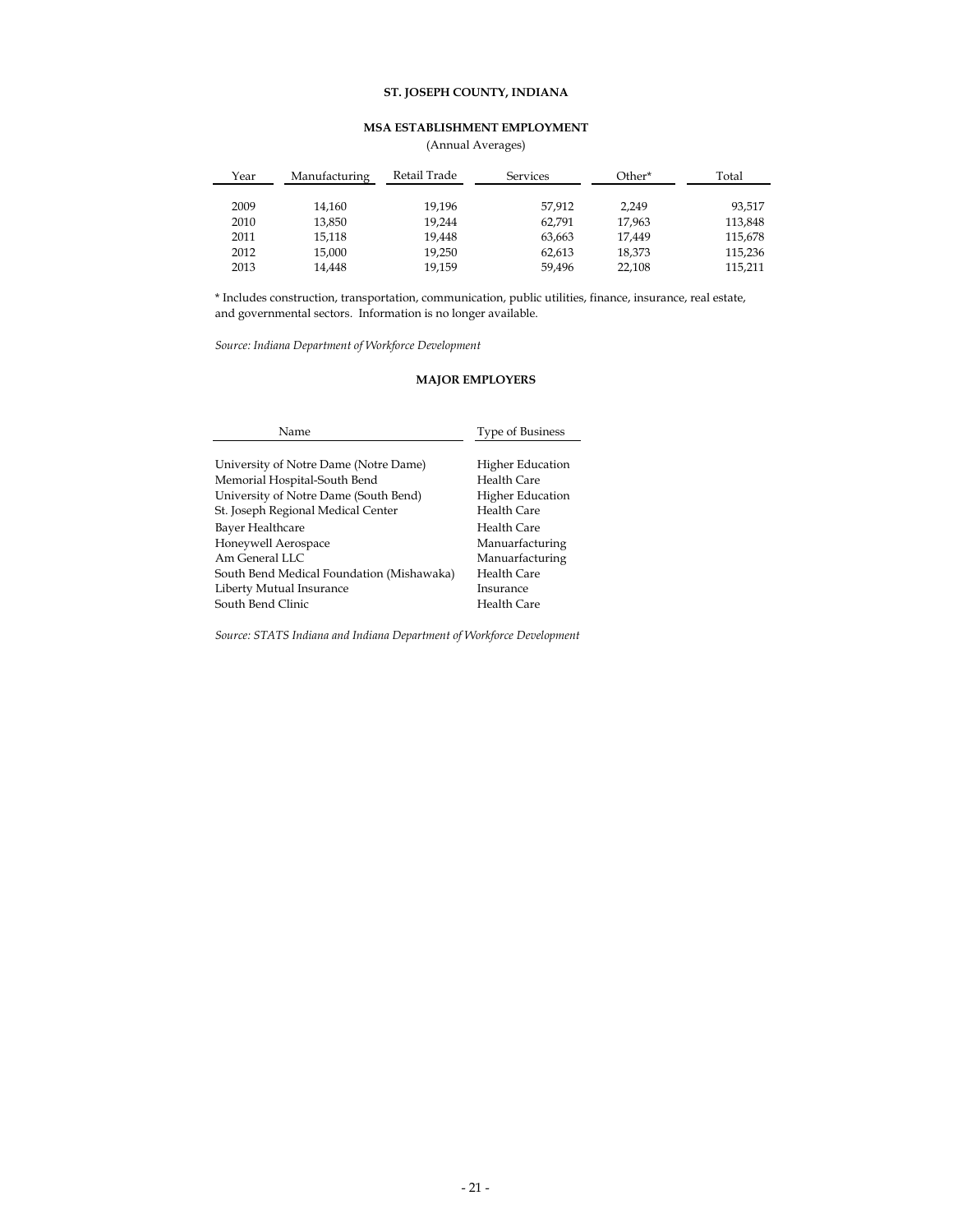**ST. JOSEPH COUNTY, INDIANA**

**MSA ESTABLISHMENT EMPLOYMENT**

(Annual Averages)

| Year | Manufacturing | Retail Trade | Services | Other* | Total |
|---|---|---|---|---|---|
| 2009 | 14,160 | 19,196 | 57,912 | 2,249 | 93,517 |
| 2010 | 13,850 | 19,244 | 62,791 | 17,963 | 113,848 |
| 2011 | 15,118 | 19,448 | 63,663 | 17,449 | 115,678 |
| 2012 | 15,000 | 19,250 | 62,613 | 18,373 | 115,236 |
| 2013 | 14,448 | 19,159 | 59,496 | 22,108 | 115,211 |

* Includes construction, transportation, communication, public utilities, finance, insurance, real estate, and governmental sectors. Information is no longer available.

*Source: Indiana Department of Workforce Development*

**MAJOR EMPLOYERS**

| Name | Type of Business |
|---|---|
| University of Notre Dame (Notre Dame) | Higher Education |
| Memorial Hospital-South Bend | Health Care |
| University of Notre Dame (South Bend) | Higher Education |
| St. Joseph Regional Medical Center | Health Care |
| Bayer Healthcare | Health Care |
| Honeywell Aerospace | Manuarfacturing |
| Am General LLC | Manuarfacturing |
| South Bend Medical Foundation (Mishawaka) | Health Care |
| Liberty Mutual Insurance | Insurance |
| South Bend Clinic | Health Care |

*Source: STATS Indiana and Indiana Department of Workforce Development*